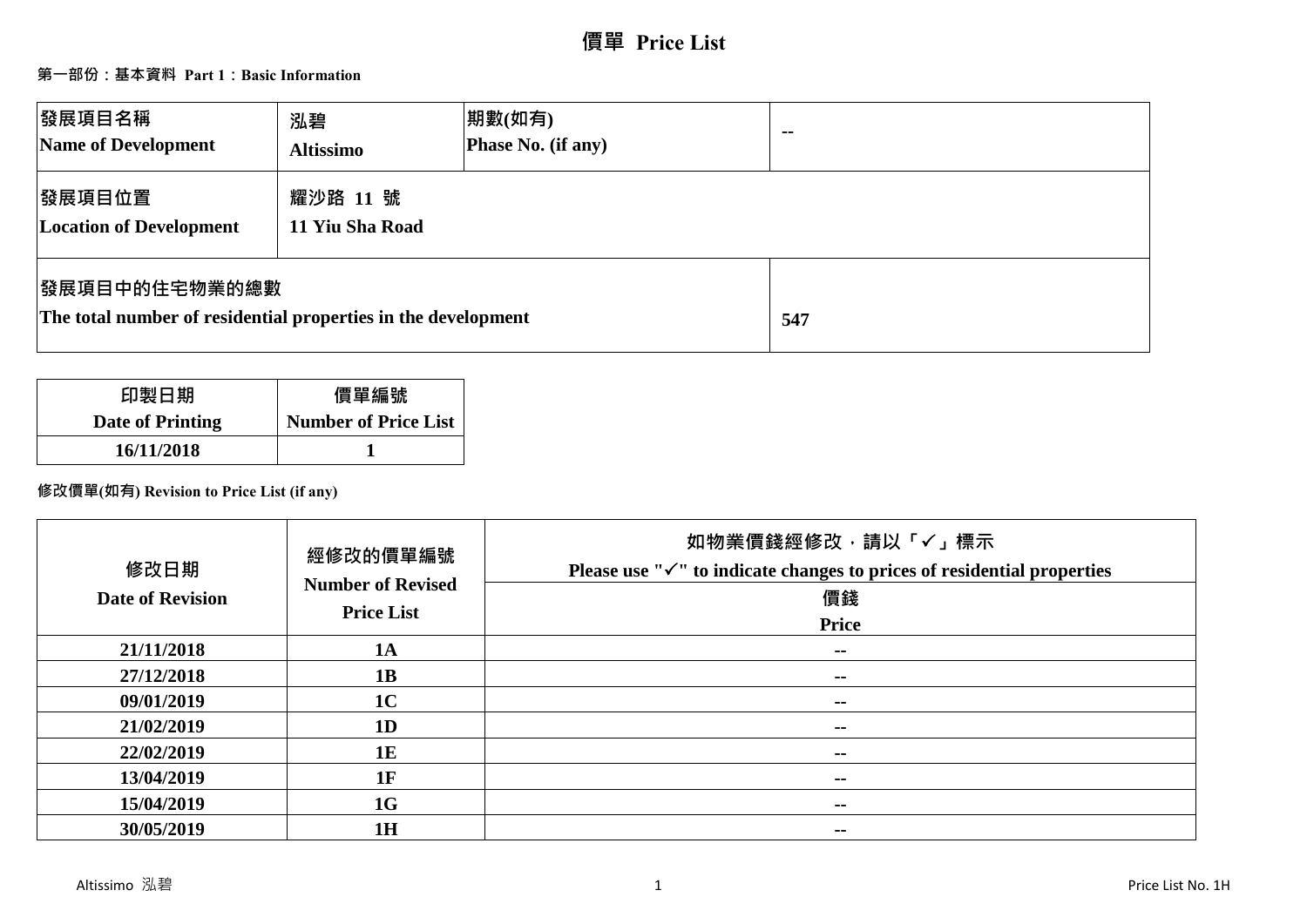# 價單 Price List

**第一部份：基本資料 Part 1：Basic Information**

| 發展項目名稱<br>Name of Development | 泓碧<br>Altissimo | 期數(如有)<br>Phase No. (if any) | -- |
|---|---|---|---|
| 發展項目位置<br>Location of Development | 耀沙路 11 號<br>11 Yiu Sha Road | | |
| 發展項目中的住宅物業的總數<br>The total number of residential properties in the development | | | 547 |

| 印製日期<br>Date of Printing | 價單編號<br>Number of Price List |
|---|---|
| 16/11/2018 | 1 |

**修改價單(如有) Revision to Price List (if any)**

| 修改日期<br>Date of Revision | 經修改的價單編號<br>Number of Revised Price List | 如物業價錢經修改，請以「✓」標示<br>Please use "✓" to indicate changes to prices of residential properties<br>價錢<br>Price |
|---|---|---|
| 21/11/2018 | 1A | -- |
| 27/12/2018 | 1B | -- |
| 09/01/2019 | 1C | -- |
| 21/02/2019 | 1D | -- |
| 22/02/2019 | 1E | -- |
| 13/04/2019 | 1F | -- |
| 15/04/2019 | 1G | -- |
| 30/05/2019 | 1H | -- |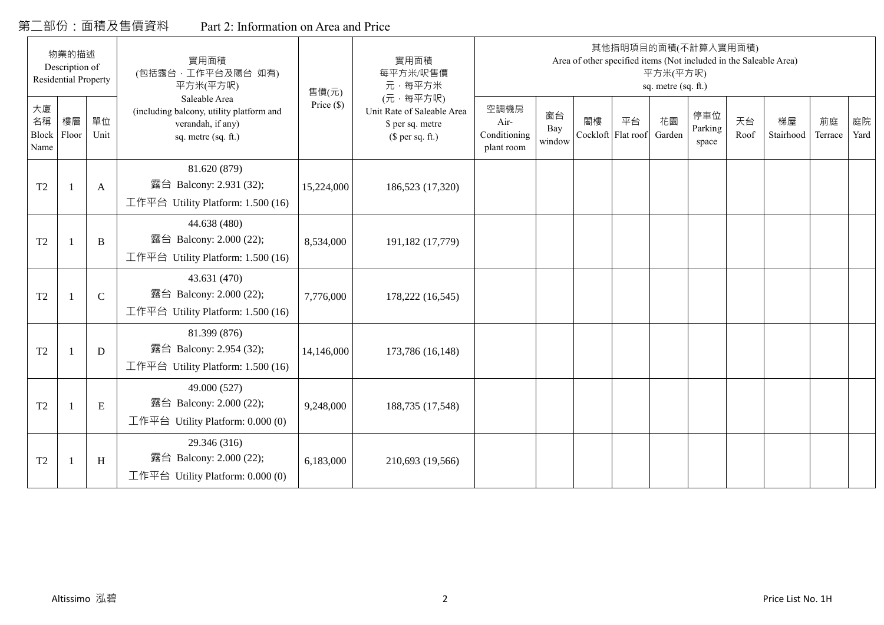# 第二部份：面積及售價資料　　Part 2: Information on Area and Price

| 物業的描述 Description of Residential Property | | | 實用面積 (包括露台，工作平台及陽台 如有) 平方米(平方呎) Saleable Area (including balcony, utility platform and verandah, if any) sq. metre (sq. ft.) | 售價(元) Price ($) | 實用面積 每平方米/呎售價 元，每平方米 (元，每平方呎) Unit Rate of Saleable Area $ per sq. metre ($ per sq. ft.) | 其他指明項目的面積(不計算入實用面積) Area of other specified items (Not included in the Saleable Area) 平方米(平方呎) sq. metre (sq. ft.) | | | | | | | | | |
|---|---|---|---|---|---|---|---|---|---|---|---|---|---|---|---|
| 大廈名稱 Block Name | 樓層 Floor | 單位 Unit | | | | 空調機房 Air-Conditioning plant room | 窗台 Bay window | 閣樓 Cockloft | 平台 Flat roof | 花園 Garden | 停車位 Parking space | 天台 Roof | 梯屋 Stairhood | 前庭 Terrace | 庭院 Yard |
| T2 | 1 | A | 81.620 (879) 露台 Balcony: 2.931 (32); 工作平台 Utility Platform: 1.500 (16) | 15,224,000 | 186,523 (17,320) | | | | | | | | | | |
| T2 | 1 | B | 44.638 (480) 露台 Balcony: 2.000 (22); 工作平台 Utility Platform: 1.500 (16) | 8,534,000 | 191,182 (17,779) | | | | | | | | | | |
| T2 | 1 | C | 43.631 (470) 露台 Balcony: 2.000 (22); 工作平台 Utility Platform: 1.500 (16) | 7,776,000 | 178,222 (16,545) | | | | | | | | | | |
| T2 | 1 | D | 81.399 (876) 露台 Balcony: 2.954 (32); 工作平台 Utility Platform: 1.500 (16) | 14,146,000 | 173,786 (16,148) | | | | | | | | | | |
| T2 | 1 | E | 49.000 (527) 露台 Balcony: 2.000 (22); 工作平台 Utility Platform: 0.000 (0) | 9,248,000 | 188,735 (17,548) | | | | | | | | | | |
| T2 | 1 | H | 29.346 (316) 露台 Balcony: 2.000 (22); 工作平台 Utility Platform: 0.000 (0) | 6,183,000 | 210,693 (19,566) | | | | | | | | | | |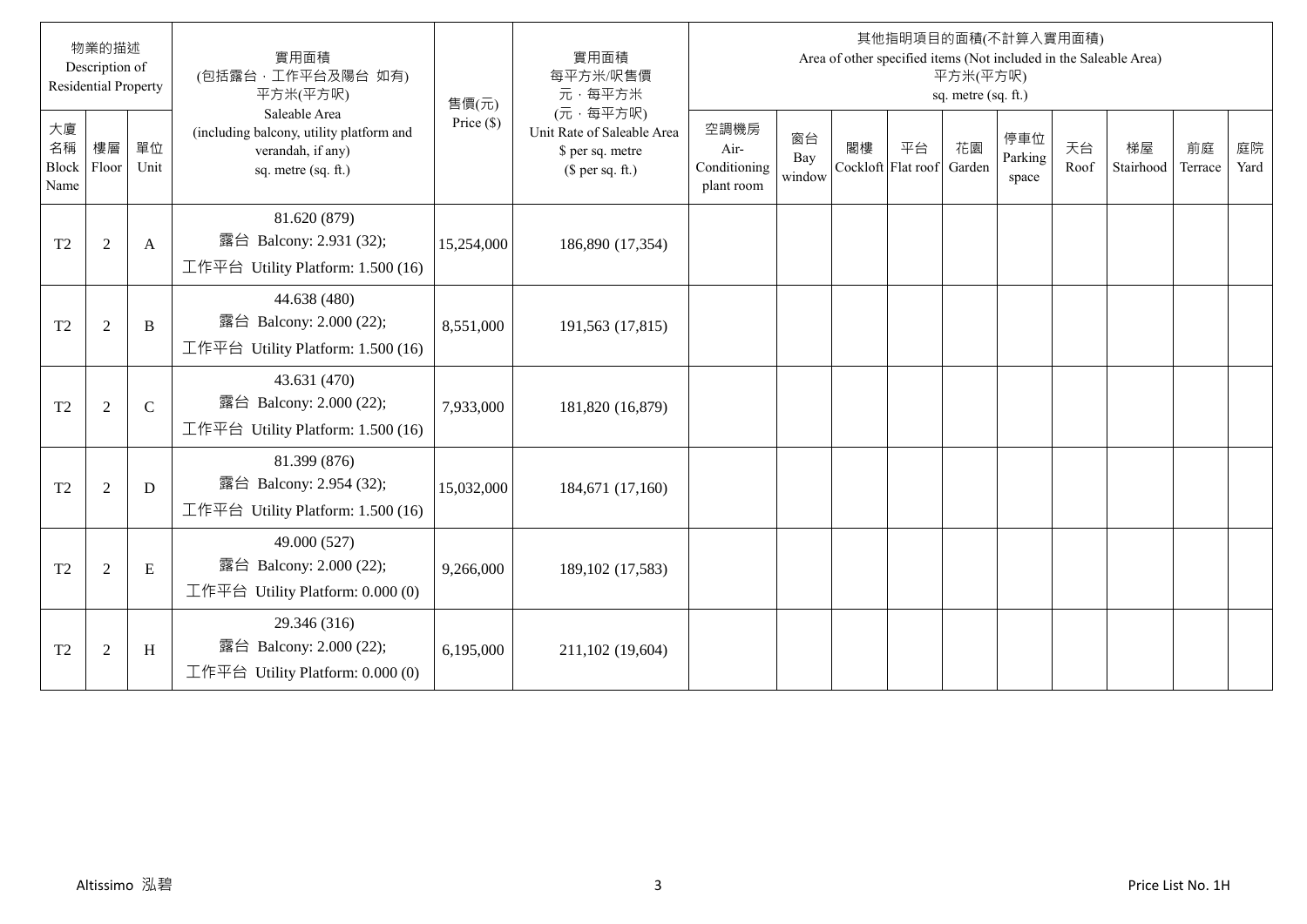| 物業的描述 Description of Residential Property | | | 實用面積 (包括露台，工作平台及陽台 如有) 平方米(平方呎) Saleable Area (including balcony, utility platform and verandah, if any) sq. metre (sq. ft.) | 售價(元) Price ($) | 實用面積 每平方米/呎售價 元，每平方米 (元，每平方呎) Unit Rate of Saleable Area $ per sq. metre ($ per sq. ft.) | 其他指明項目的面積(不計算入實用面積) Area of other specified items (Not included in the Saleable Area) 平方米(平方呎) sq. metre (sq. ft.) | | | | | | | | | |
|---|---|---|---|---|---|---|---|---|---|---|---|---|---|---|---|
| 大廈名稱 Block Name | 樓層 Floor | 單位 Unit | | | | 空調機房 Air-Conditioning plant room | 窗台 Bay window | 閣樓 Cockloft | 平台 Flat roof | 花園 Garden | 停車位 Parking space | 天台 Roof | 梯屋 Stairhood | 前庭 Terrace | 庭院 Yard |
| T2 | 2 | A | 81.620 (879) 露台 Balcony: 2.931 (32); 工作平台 Utility Platform: 1.500 (16) | 15,254,000 | 186,890 (17,354) | | | | | | | | | | |
| T2 | 2 | B | 44.638 (480) 露台 Balcony: 2.000 (22); 工作平台 Utility Platform: 1.500 (16) | 8,551,000 | 191,563 (17,815) | | | | | | | | | | |
| T2 | 2 | C | 43.631 (470) 露台 Balcony: 2.000 (22); 工作平台 Utility Platform: 1.500 (16) | 7,933,000 | 181,820 (16,879) | | | | | | | | | | |
| T2 | 2 | D | 81.399 (876) 露台 Balcony: 2.954 (32); 工作平台 Utility Platform: 1.500 (16) | 15,032,000 | 184,671 (17,160) | | | | | | | | | | |
| T2 | 2 | E | 49.000 (527) 露台 Balcony: 2.000 (22); 工作平台 Utility Platform: 0.000 (0) | 9,266,000 | 189,102 (17,583) | | | | | | | | | | |
| T2 | 2 | H | 29.346 (316) 露台 Balcony: 2.000 (22); 工作平台 Utility Platform: 0.000 (0) | 6,195,000 | 211,102 (19,604) | | | | | | | | | | |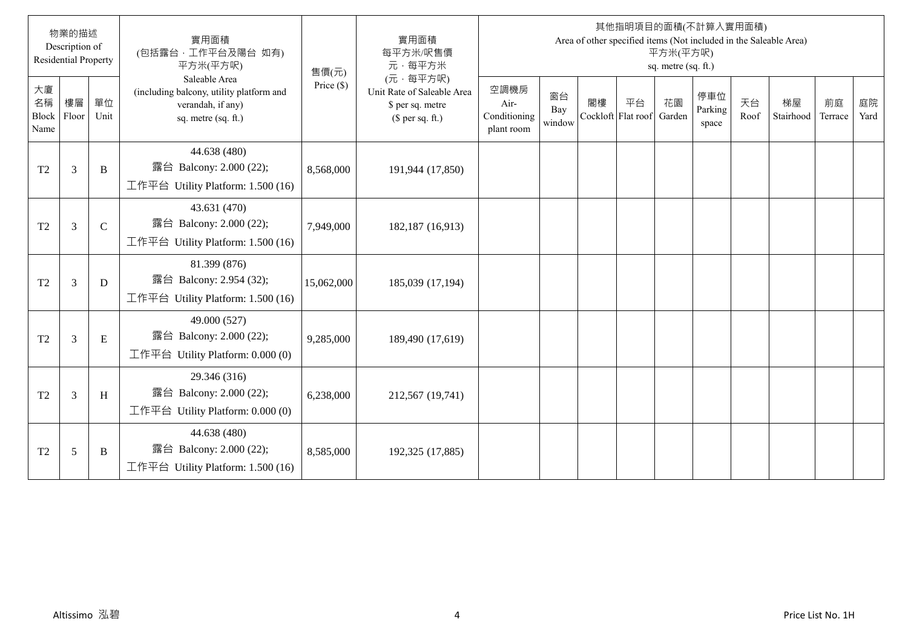| 物業的描述 Description of Residential Property | | | 實用面積 (包括露台．工作平台及陽台 如有) 平方米(平方呎) Saleable Area (including balcony, utility platform and verandah, if any) sq. metre (sq. ft.) | 售價(元) Price ($) | 實用面積 每平方米/呎售價 元．每平方米 (元．每平方呎) Unit Rate of Saleable Area $ per sq. metre ($ per sq. ft.) | 其他指明項目的面積(不計算入實用面積) Area of other specified items (Not included in the Saleable Area) 平方米(平方呎) sq. metre (sq. ft.) | | | | | | | | | |
|---|---|---|---|---|---|---|---|---|---|---|---|---|---|---|---|
| 大廈名稱 Block Name | 樓層 Floor | 單位 Unit | | | | 空調機房 Air-Conditioning plant room | 窗台 Bay window | 閣樓 Cockloft | 平台 Flat roof | 花園 Garden | 停車位 Parking space | 天台 Roof | 梯屋 Stairhood | 前庭 Terrace | 庭院 Yard |
| T2 | 3 | B | 44.638 (480) 露台 Balcony: 2.000 (22); 工作平台 Utility Platform: 1.500 (16) | 8,568,000 | 191,944 (17,850) | | | | | | | | | | |
| T2 | 3 | C | 43.631 (470) 露台 Balcony: 2.000 (22); 工作平台 Utility Platform: 1.500 (16) | 7,949,000 | 182,187 (16,913) | | | | | | | | | | |
| T2 | 3 | D | 81.399 (876) 露台 Balcony: 2.954 (32); 工作平台 Utility Platform: 1.500 (16) | 15,062,000 | 185,039 (17,194) | | | | | | | | | | |
| T2 | 3 | E | 49.000 (527) 露台 Balcony: 2.000 (22); 工作平台 Utility Platform: 0.000 (0) | 9,285,000 | 189,490 (17,619) | | | | | | | | | | |
| T2 | 3 | H | 29.346 (316) 露台 Balcony: 2.000 (22); 工作平台 Utility Platform: 0.000 (0) | 6,238,000 | 212,567 (19,741) | | | | | | | | | | |
| T2 | 5 | B | 44.638 (480) 露台 Balcony: 2.000 (22); 工作平台 Utility Platform: 1.500 (16) | 8,585,000 | 192,325 (17,885) | | | | | | | | | | |

Altissimo 泓碧

Price List No. 1H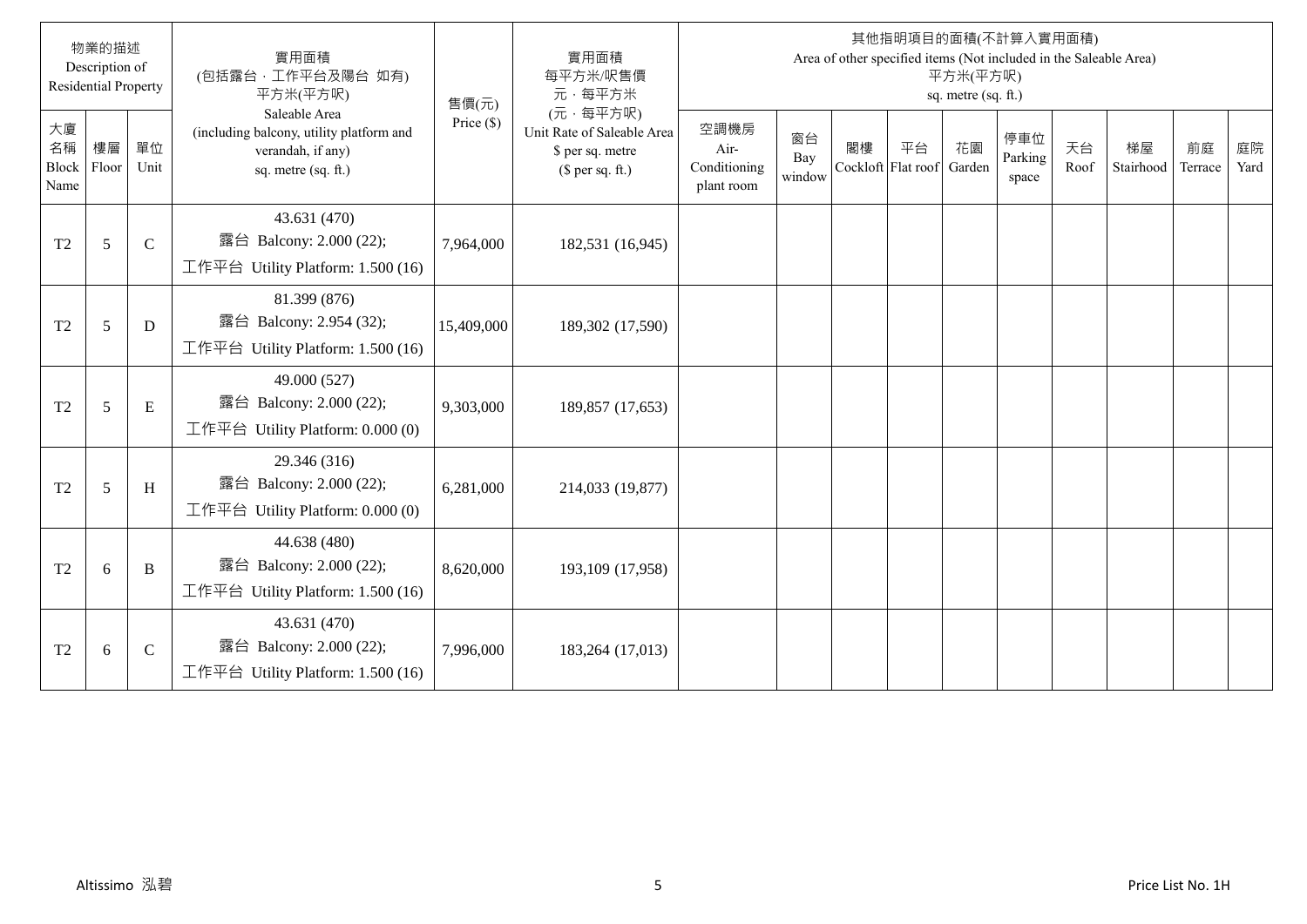| 物業的描述 Description of Residential Property | | | 實用面積 (包括露台，工作平台及陽台 如有) 平方米(平方呎) Saleable Area (including balcony, utility platform and verandah, if any) sq. metre (sq. ft.) | 售價(元) Price ($) | 實用面積 每平方米/呎售價 元，每平方米 (元，每平方呎) Unit Rate of Saleable Area $ per sq. metre ($ per sq. ft.) | 其他指明項目的面積(不計算入實用面積) Area of other specified items (Not included in the Saleable Area) 平方米(平方呎) sq. metre (sq. ft.) | | | | | | | | | |
|---|---|---|---|---|---|---|---|---|---|---|---|---|---|---|---|
| 大廈名稱 Block Name | 樓層 Floor | 單位 Unit | | | | 空調機房 Air-Conditioning plant room | 窗台 Bay window | 閣樓 Cockloft | 平台 Flat roof | 花園 Garden | 停車位 Parking space | 天台 Roof | 梯屋 Stairhood | 前庭 Terrace | 庭院 Yard |
| T2 | 5 | C | 43.631 (470) 露台 Balcony: 2.000 (22); 工作平台 Utility Platform: 1.500 (16) | 7,964,000 | 182,531 (16,945) | | | | | | | | | | |
| T2 | 5 | D | 81.399 (876) 露台 Balcony: 2.954 (32); 工作平台 Utility Platform: 1.500 (16) | 15,409,000 | 189,302 (17,590) | | | | | | | | | | |
| T2 | 5 | E | 49.000 (527) 露台 Balcony: 2.000 (22); 工作平台 Utility Platform: 0.000 (0) | 9,303,000 | 189,857 (17,653) | | | | | | | | | | |
| T2 | 5 | H | 29.346 (316) 露台 Balcony: 2.000 (22); 工作平台 Utility Platform: 0.000 (0) | 6,281,000 | 214,033 (19,877) | | | | | | | | | | |
| T2 | 6 | B | 44.638 (480) 露台 Balcony: 2.000 (22); 工作平台 Utility Platform: 1.500 (16) | 8,620,000 | 193,109 (17,958) | | | | | | | | | | |
| T2 | 6 | C | 43.631 (470) 露台 Balcony: 2.000 (22); 工作平台 Utility Platform: 1.500 (16) | 7,996,000 | 183,264 (17,013) | | | | | | | | | | |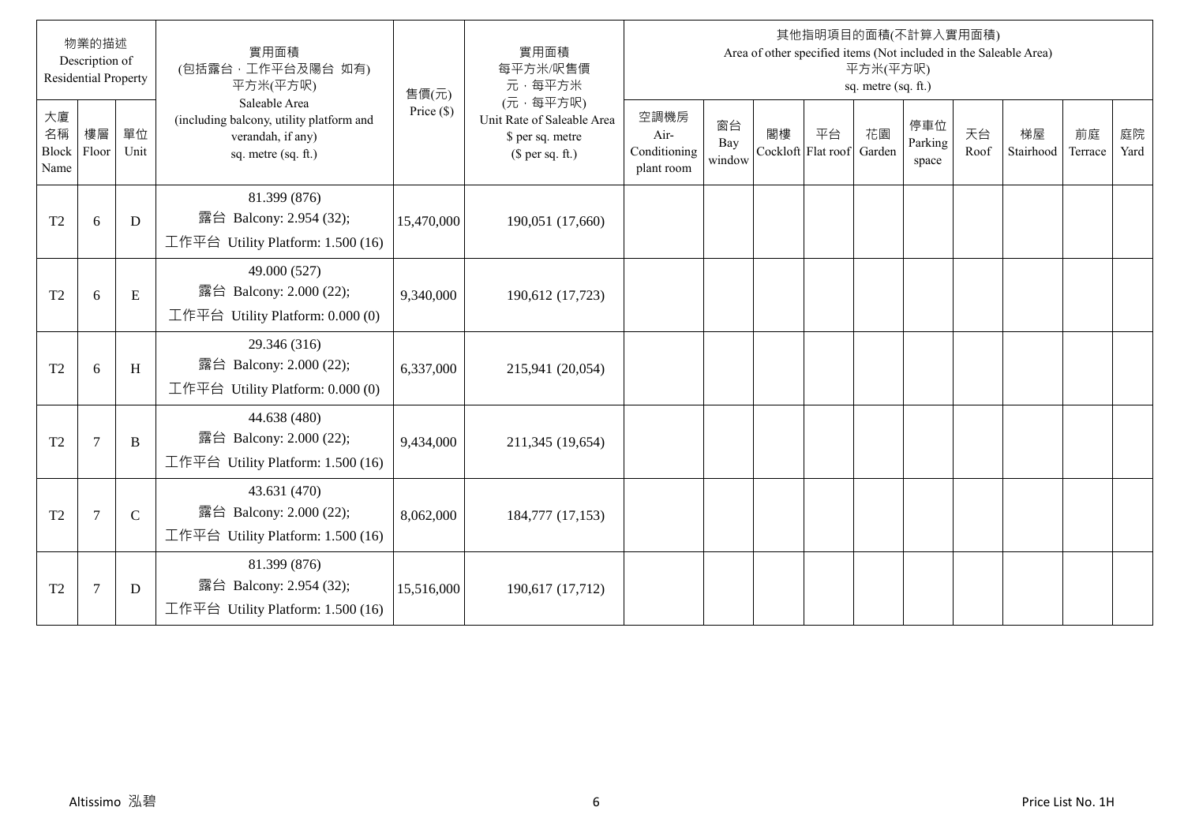| 物業的描述 Description of Residential Property | | | 實用面積 (包括露台，工作平台及陽台 如有) 平方米(平方呎) Saleable Area (including balcony, utility platform and verandah, if any) sq. metre (sq. ft.) | 售價(元) Price ($) | 實用面積 每平方米/呎售價 元，每平方米 (元，每平方呎) Unit Rate of Saleable Area $ per sq. metre ($ per sq. ft.) | 其他指明項目的面積(不計算入實用面積) Area of other specified items (Not included in the Saleable Area) 平方米(平方呎) sq. metre (sq. ft.) | | | | | | | | | |
|---|---|---|---|---|---|---|---|---|---|---|---|---|---|---|---|
| 大廈名稱 Block Name | 樓層 Floor | 單位 Unit | | | | 空調機房 Air-Conditioning plant room | 窗台 Bay window | 閣樓 Cockloft | 平台 Flat roof | 花園 Garden | 停車位 Parking space | 天台 Roof | 梯屋 Stairhood | 前庭 Terrace | 庭院 Yard |
| T2 | 6 | D | 81.399 (876) 露台 Balcony: 2.954 (32); 工作平台 Utility Platform: 1.500 (16) | 15,470,000 | 190,051 (17,660) | | | | | | | | | | |
| T2 | 6 | E | 49.000 (527) 露台 Balcony: 2.000 (22); 工作平台 Utility Platform: 0.000 (0) | 9,340,000 | 190,612 (17,723) | | | | | | | | | | |
| T2 | 6 | H | 29.346 (316) 露台 Balcony: 2.000 (22); 工作平台 Utility Platform: 0.000 (0) | 6,337,000 | 215,941 (20,054) | | | | | | | | | | |
| T2 | 7 | B | 44.638 (480) 露台 Balcony: 2.000 (22); 工作平台 Utility Platform: 1.500 (16) | 9,434,000 | 211,345 (19,654) | | | | | | | | | | |
| T2 | 7 | C | 43.631 (470) 露台 Balcony: 2.000 (22); 工作平台 Utility Platform: 1.500 (16) | 8,062,000 | 184,777 (17,153) | | | | | | | | | | |
| T2 | 7 | D | 81.399 (876) 露台 Balcony: 2.954 (32); 工作平台 Utility Platform: 1.500 (16) | 15,516,000 | 190,617 (17,712) | | | | | | | | | | |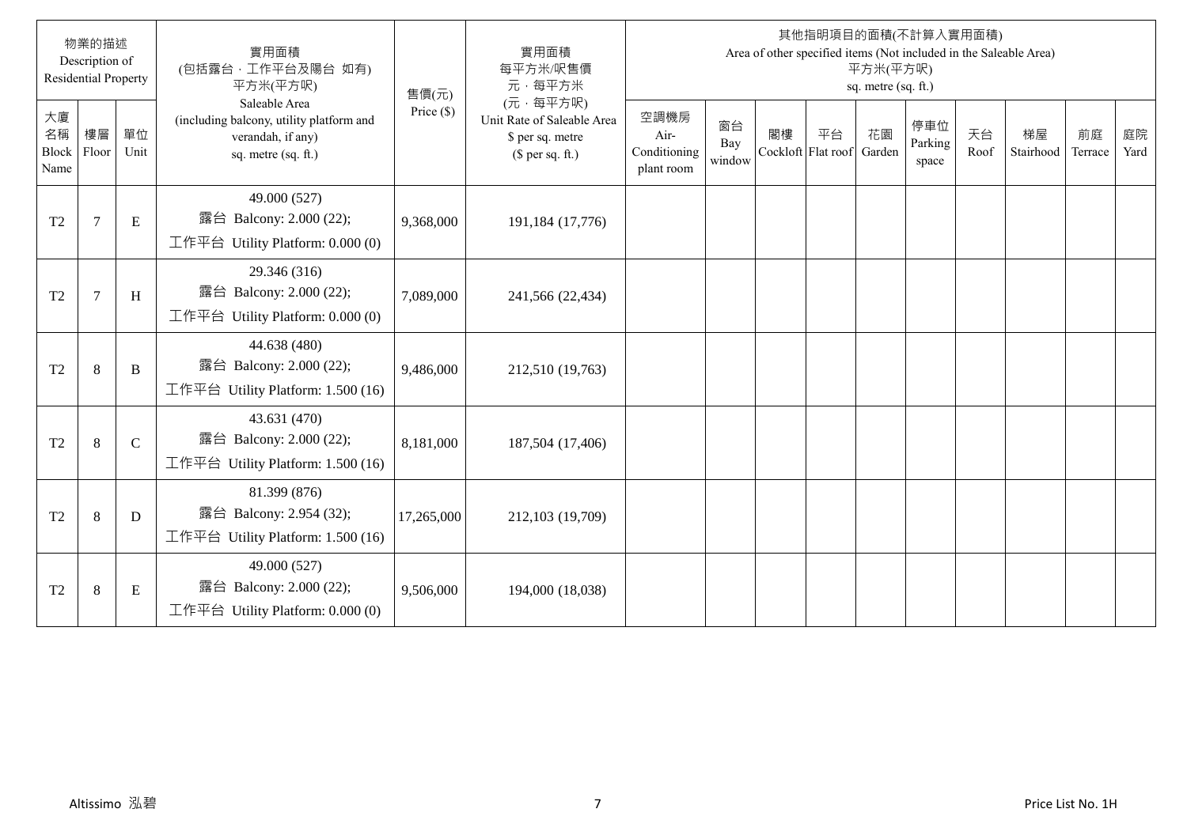| 物業的描述 Description of Residential Property | | | 實用面積 (包括露台，工作平台及陽台 如有) 平方米(平方呎) Saleable Area (including balcony, utility platform and verandah, if any) sq. metre (sq. ft.) | 售價(元) Price ($) | 實用面積 每平方米/呎售價 元，每平方米 (元，每平方呎) Unit Rate of Saleable Area $ per sq. metre ($ per sq. ft.) | 其他指明項目的面積(不計算入實用面積) Area of other specified items (Not included in the Saleable Area) 平方米(平方呎) sq. metre (sq. ft.) | | | | | | | | | |
|---|---|---|---|---|---|---|---|---|---|---|---|---|---|---|---|
| 大廈名稱 Block Name | 樓層 Floor | 單位 Unit | | | | 空調機房 Air-Conditioning plant room | 窗台 Bay window | 閣樓 Cockloft | 平台 Flat roof | 花園 Garden | 停車位 Parking space | 天台 Roof | 梯屋 Stairhood | 前庭 Terrace | 庭院 Yard |
| T2 | 7 | E | 49.000 (527) 露台 Balcony: 2.000 (22); 工作平台 Utility Platform: 0.000 (0) | 9,368,000 | 191,184 (17,776) | | | | | | | | | | |
| T2 | 7 | H | 29.346 (316) 露台 Balcony: 2.000 (22); 工作平台 Utility Platform: 0.000 (0) | 7,089,000 | 241,566 (22,434) | | | | | | | | | | |
| T2 | 8 | B | 44.638 (480) 露台 Balcony: 2.000 (22); 工作平台 Utility Platform: 1.500 (16) | 9,486,000 | 212,510 (19,763) | | | | | | | | | | |
| T2 | 8 | C | 43.631 (470) 露台 Balcony: 2.000 (22); 工作平台 Utility Platform: 1.500 (16) | 8,181,000 | 187,504 (17,406) | | | | | | | | | | |
| T2 | 8 | D | 81.399 (876) 露台 Balcony: 2.954 (32); 工作平台 Utility Platform: 1.500 (16) | 17,265,000 | 212,103 (19,709) | | | | | | | | | | |
| T2 | 8 | E | 49.000 (527) 露台 Balcony: 2.000 (22); 工作平台 Utility Platform: 0.000 (0) | 9,506,000 | 194,000 (18,038) | | | | | | | | | | |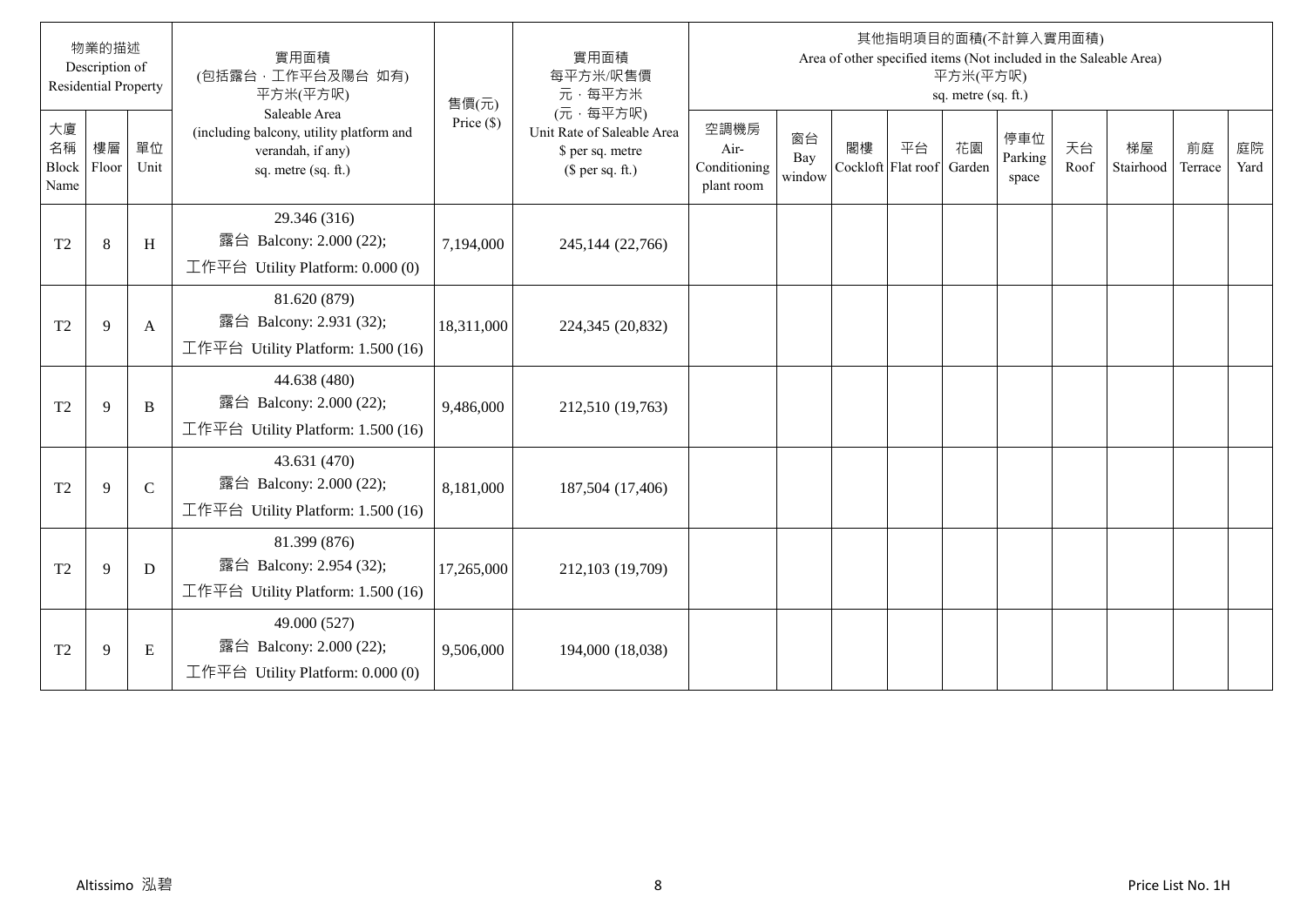| 物業的描述 Description of Residential Property | | | 實用面積 (包括露台，工作平台及陽台 如有) 平方米(平方呎) Saleable Area (including balcony, utility platform and verandah, if any) sq. metre (sq. ft.) | 售價(元) Price ($) | 實用面積 每平方米/呎售價 元，每平方米 (元，每平方呎) Unit Rate of Saleable Area $ per sq. metre ($ per sq. ft.) | 其他指明項目的面積(不計算入實用面積) Area of other specified items (Not included in the Saleable Area) 平方米(平方呎) sq. metre (sq. ft.) | | | | | | | | | |
|---|---|---|---|---|---|---|---|---|---|---|---|---|---|---|---|
| 大廈名稱 Block Name | 樓層 Floor | 單位 Unit | | | | 空調機房 Air-Conditioning plant room | 窗台 Bay window | 閣樓 Cockloft | 平台 Flat roof | 花園 Garden | 停車位 Parking space | 天台 Roof | 梯屋 Stairhood | 前庭 Terrace | 庭院 Yard |
| T2 | 8 | H | 29.346 (316) 露台 Balcony: 2.000 (22); 工作平台 Utility Platform: 0.000 (0) | 7,194,000 | 245,144 (22,766) | | | | | | | | | | |
| T2 | 9 | A | 81.620 (879) 露台 Balcony: 2.931 (32); 工作平台 Utility Platform: 1.500 (16) | 18,311,000 | 224,345 (20,832) | | | | | | | | | | |
| T2 | 9 | B | 44.638 (480) 露台 Balcony: 2.000 (22); 工作平台 Utility Platform: 1.500 (16) | 9,486,000 | 212,510 (19,763) | | | | | | | | | | |
| T2 | 9 | C | 43.631 (470) 露台 Balcony: 2.000 (22); 工作平台 Utility Platform: 1.500 (16) | 8,181,000 | 187,504 (17,406) | | | | | | | | | | |
| T2 | 9 | D | 81.399 (876) 露台 Balcony: 2.954 (32); 工作平台 Utility Platform: 1.500 (16) | 17,265,000 | 212,103 (19,709) | | | | | | | | | | |
| T2 | 9 | E | 49.000 (527) 露台 Balcony: 2.000 (22); 工作平台 Utility Platform: 0.000 (0) | 9,506,000 | 194,000 (18,038) | | | | | | | | | | |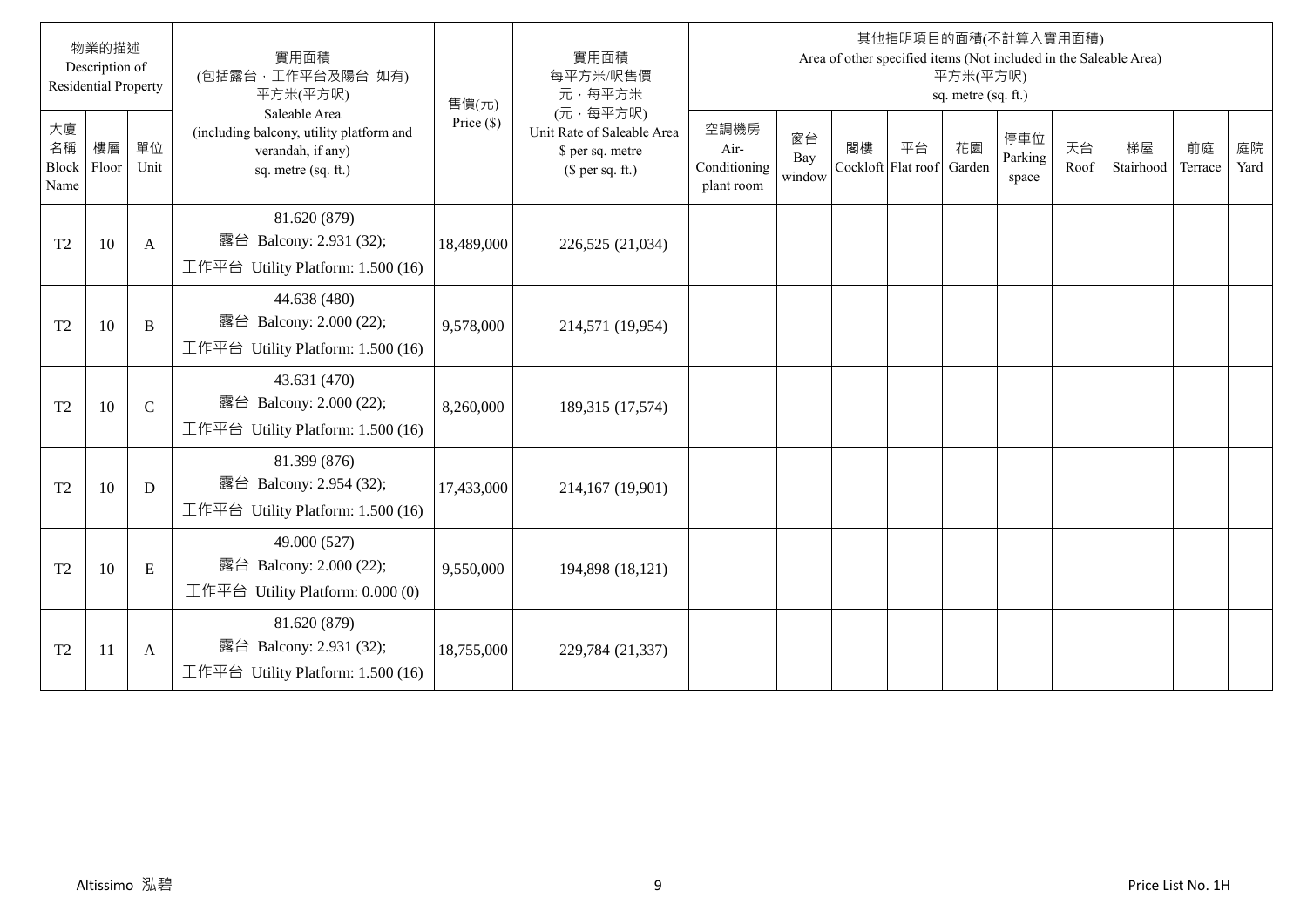| 物業的描述 Description of Residential Property | | | 實用面積 (包括露台．工作平台及陽台 如有) 平方米(平方呎) Saleable Area (including balcony, utility platform and verandah, if any) sq. metre (sq. ft.) | 售價(元) Price ($) | 實用面積 每平方米/呎售價 元．每平方米 (元．每平方呎) Unit Rate of Saleable Area $ per sq. metre ($ per sq. ft.) | 其他指明項目的面積(不計算入實用面積) Area of other specified items (Not included in the Saleable Area) 平方米(平方呎) sq. metre (sq. ft.) | | | | | | | | | |
|---|---|---|---|---|---|---|---|---|---|---|---|---|---|---|---|
| 大廈名稱 Block Name | 樓層 Floor | 單位 Unit | | | | 空調機房 Air-Conditioning plant room | 窗台 Bay window | 閣樓 Cockloft | 平台 Flat roof | 花園 Garden | 停車位 Parking space | 天台 Roof | 梯屋 Stairhood | 前庭 Terrace | 庭院 Yard |
| T2 | 10 | A | 81.620 (879) 露台 Balcony: 2.931 (32); 工作平台 Utility Platform: 1.500 (16) | 18,489,000 | 226,525 (21,034) | | | | | | | | | | |
| T2 | 10 | B | 44.638 (480) 露台 Balcony: 2.000 (22); 工作平台 Utility Platform: 1.500 (16) | 9,578,000 | 214,571 (19,954) | | | | | | | | | | |
| T2 | 10 | C | 43.631 (470) 露台 Balcony: 2.000 (22); 工作平台 Utility Platform: 1.500 (16) | 8,260,000 | 189,315 (17,574) | | | | | | | | | | |
| T2 | 10 | D | 81.399 (876) 露台 Balcony: 2.954 (32); 工作平台 Utility Platform: 1.500 (16) | 17,433,000 | 214,167 (19,901) | | | | | | | | | | |
| T2 | 10 | E | 49.000 (527) 露台 Balcony: 2.000 (22); 工作平台 Utility Platform: 0.000 (0) | 9,550,000 | 194,898 (18,121) | | | | | | | | | | |
| T2 | 11 | A | 81.620 (879) 露台 Balcony: 2.931 (32); 工作平台 Utility Platform: 1.500 (16) | 18,755,000 | 229,784 (21,337) | | | | | | | | | | |

Altissimo 泓碧

Price List No. 1H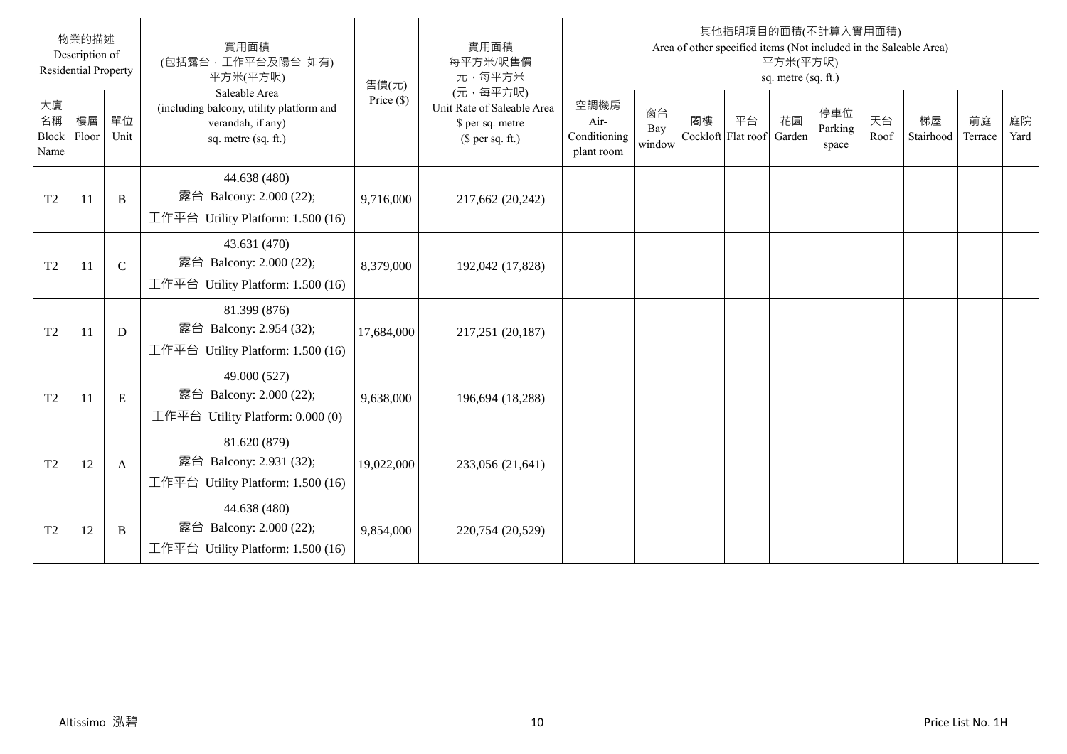| 物業的描述 Description of Residential Property | | | 實用面積 (包括露台，工作平台及陽台 如有) 平方米(平方呎) Saleable Area (including balcony, utility platform and verandah, if any) sq. metre (sq. ft.) | 售價(元) Price ($) | 實用面積 每平方米/呎售價 元，每平方米 (元，每平方呎) Unit Rate of Saleable Area $ per sq. metre ($ per sq. ft.) | 其他指明項目的面積(不計算入實用面積) Area of other specified items (Not included in the Saleable Area) 平方米(平方呎) sq. metre (sq. ft.) | | | | | | | | | |
|---|---|---|---|---|---|---|---|---|---|---|---|---|---|---|---|
| 大廈名稱 Block Name | 樓層 Floor | 單位 Unit | | | | 空調機房 Air-Conditioning plant room | 窗台 Bay window | 閣樓 Cockloft | 平台 Flat roof | 花園 Garden | 停車位 Parking space | 天台 Roof | 梯屋 Stairhood | 前庭 Terrace | 庭院 Yard |
| T2 | 11 | B | 44.638 (480) 露台 Balcony: 2.000 (22); 工作平台 Utility Platform: 1.500 (16) | 9,716,000 | 217,662 (20,242) | | | | | | | | | | |
| T2 | 11 | C | 43.631 (470) 露台 Balcony: 2.000 (22); 工作平台 Utility Platform: 1.500 (16) | 8,379,000 | 192,042 (17,828) | | | | | | | | | | |
| T2 | 11 | D | 81.399 (876) 露台 Balcony: 2.954 (32); 工作平台 Utility Platform: 1.500 (16) | 17,684,000 | 217,251 (20,187) | | | | | | | | | | |
| T2 | 11 | E | 49.000 (527) 露台 Balcony: 2.000 (22); 工作平台 Utility Platform: 0.000 (0) | 9,638,000 | 196,694 (18,288) | | | | | | | | | | |
| T2 | 12 | A | 81.620 (879) 露台 Balcony: 2.931 (32); 工作平台 Utility Platform: 1.500 (16) | 19,022,000 | 233,056 (21,641) | | | | | | | | | | |
| T2 | 12 | B | 44.638 (480) 露台 Balcony: 2.000 (22); 工作平台 Utility Platform: 1.500 (16) | 9,854,000 | 220,754 (20,529) | | | | | | | | | | |

Altissimo 泓碧

Price List No. 1H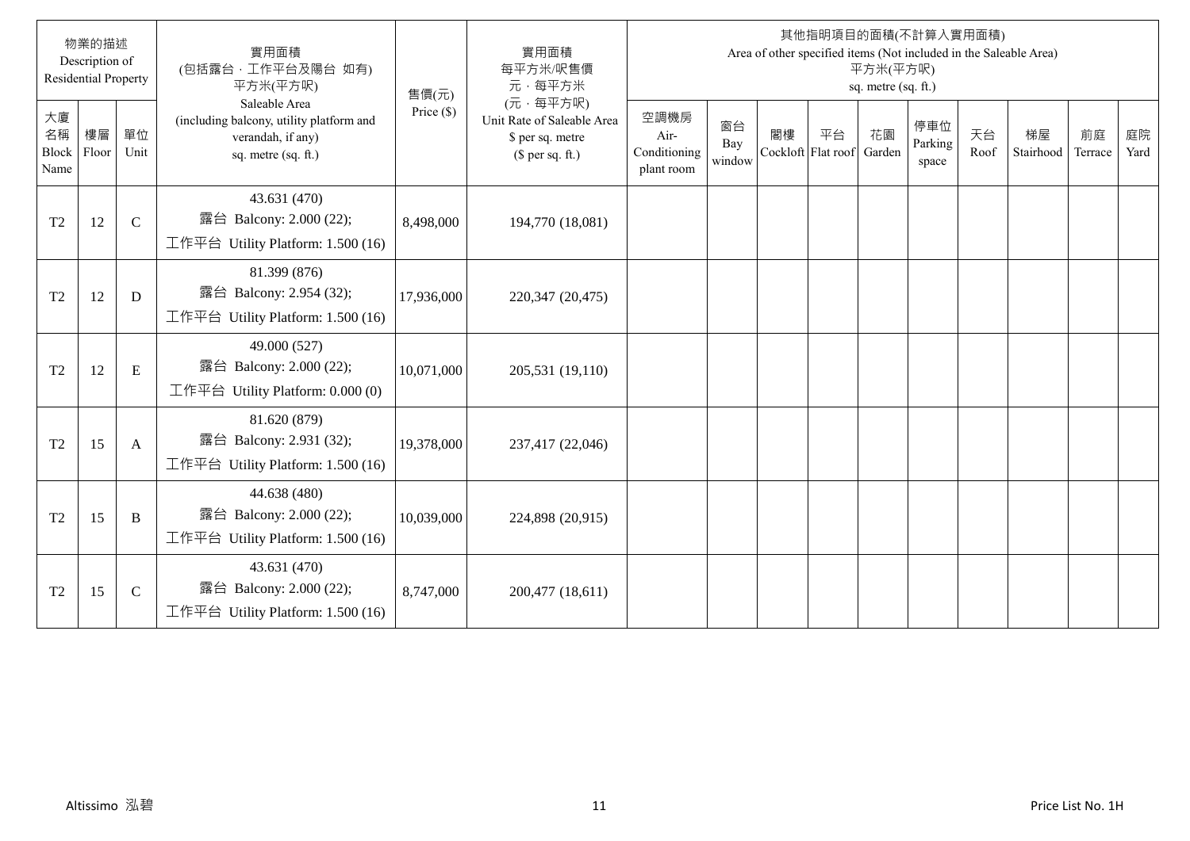| 物業的描述 Description of Residential Property | | | 實用面積 (包括露台，工作平台及陽台 如有) 平方米(平方呎) Saleable Area (including balcony, utility platform and verandah, if any) sq. metre (sq. ft.) | 售價(元) Price ($) | 實用面積 每平方米/呎售價 元，每平方米 (元，每平方呎) Unit Rate of Saleable Area $ per sq. metre ($ per sq. ft.) | 其他指明項目的面積(不計算入實用面積) Area of other specified items (Not included in the Saleable Area) 平方米(平方呎) sq. metre (sq. ft.) | | | | | | | | | |
|---|---|---|---|---|---|---|---|---|---|---|---|---|---|---|---|
| 大廈名稱 Block Name | 樓層 Floor | 單位 Unit | | | | 空調機房 Air-Conditioning plant room | 窗台 Bay window | 閣樓 Cockloft | 平台 Flat roof | 花園 Garden | 停車位 Parking space | 天台 Roof | 梯屋 Stairhood | 前庭 Terrace | 庭院 Yard |
| T2 | 12 | C | 43.631 (470) 露台 Balcony: 2.000 (22); 工作平台 Utility Platform: 1.500 (16) | 8,498,000 | 194,770 (18,081) | | | | | | | | | | |
| T2 | 12 | D | 81.399 (876) 露台 Balcony: 2.954 (32); 工作平台 Utility Platform: 1.500 (16) | 17,936,000 | 220,347 (20,475) | | | | | | | | | | |
| T2 | 12 | E | 49.000 (527) 露台 Balcony: 2.000 (22); 工作平台 Utility Platform: 0.000 (0) | 10,071,000 | 205,531 (19,110) | | | | | | | | | | |
| T2 | 15 | A | 81.620 (879) 露台 Balcony: 2.931 (32); 工作平台 Utility Platform: 1.500 (16) | 19,378,000 | 237,417 (22,046) | | | | | | | | | | |
| T2 | 15 | B | 44.638 (480) 露台 Balcony: 2.000 (22); 工作平台 Utility Platform: 1.500 (16) | 10,039,000 | 224,898 (20,915) | | | | | | | | | | |
| T2 | 15 | C | 43.631 (470) 露台 Balcony: 2.000 (22); 工作平台 Utility Platform: 1.500 (16) | 8,747,000 | 200,477 (18,611) | | | | | | | | | | |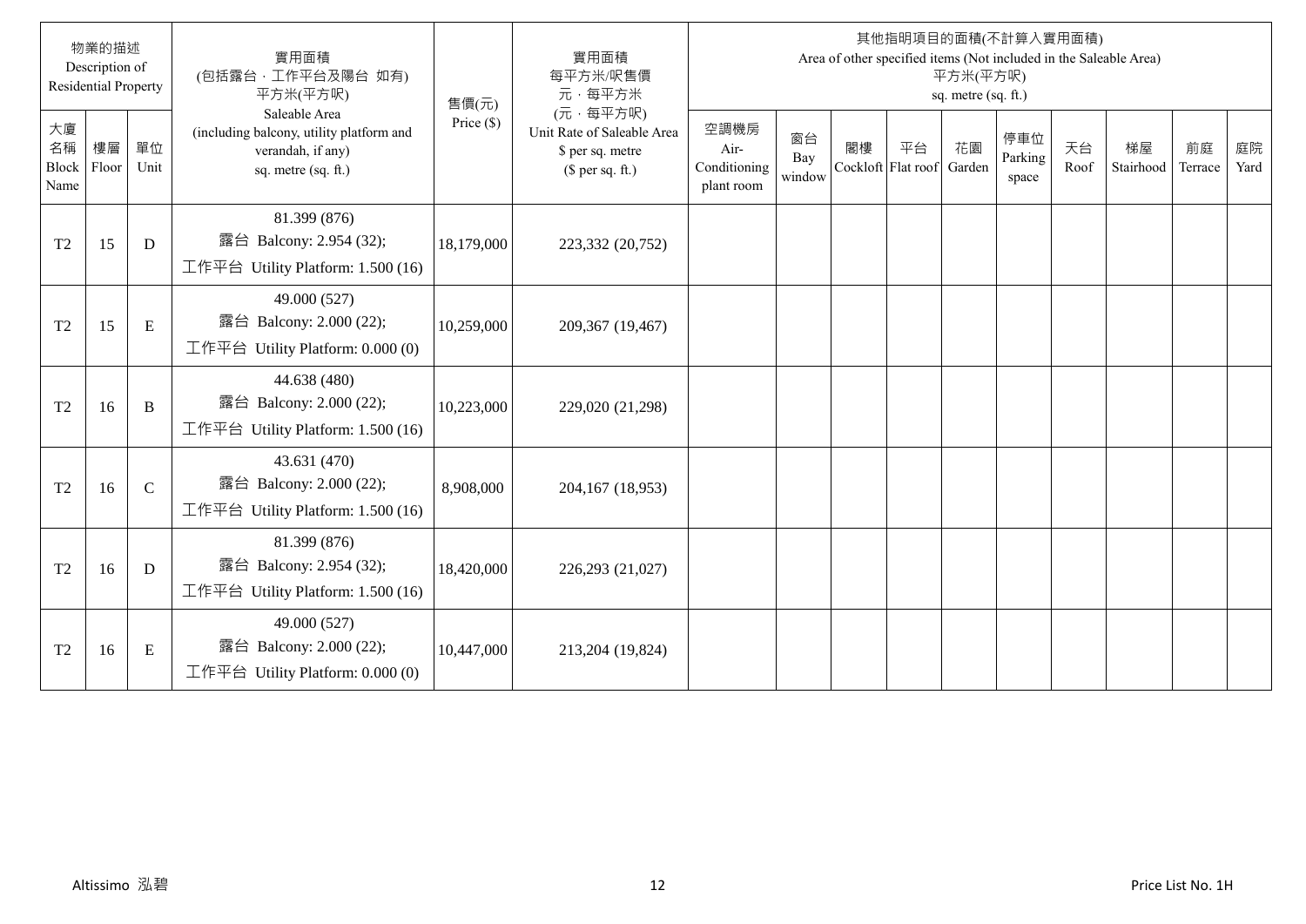| 物業的描述 Description of Residential Property | | | 實用面積 (包括露台，工作平台及陽台 如有) 平方米(平方呎) Saleable Area (including balcony, utility platform and verandah, if any) sq. metre (sq. ft.) | 售價(元) Price ($) | 實用面積 每平方米/呎售價 元，每平方米 (元，每平方呎) Unit Rate of Saleable Area $ per sq. metre ($ per sq. ft.) | 其他指明項目的面積(不計算入實用面積) Area of other specified items (Not included in the Saleable Area) 平方米(平方呎) sq. metre (sq. ft.) | | | | | | | | | |
|---|---|---|---|---|---|---|---|---|---|---|---|---|---|---|---|
| 大廈名稱 Block Name | 樓層 Floor | 單位 Unit | | | | 空調機房 Air-Conditioning plant room | 窗台 Bay window | 閣樓 Cockloft | 平台 Flat roof | 花園 Garden | 停車位 Parking space | 天台 Roof | 梯屋 Stairhood | 前庭 Terrace | 庭院 Yard |
| T2 | 15 | D | 81.399 (876) 露台 Balcony: 2.954 (32); 工作平台 Utility Platform: 1.500 (16) | 18,179,000 | 223,332 (20,752) | | | | | | | | | | |
| T2 | 15 | E | 49.000 (527) 露台 Balcony: 2.000 (22); 工作平台 Utility Platform: 0.000 (0) | 10,259,000 | 209,367 (19,467) | | | | | | | | | | |
| T2 | 16 | B | 44.638 (480) 露台 Balcony: 2.000 (22); 工作平台 Utility Platform: 1.500 (16) | 10,223,000 | 229,020 (21,298) | | | | | | | | | | |
| T2 | 16 | C | 43.631 (470) 露台 Balcony: 2.000 (22); 工作平台 Utility Platform: 1.500 (16) | 8,908,000 | 204,167 (18,953) | | | | | | | | | | |
| T2 | 16 | D | 81.399 (876) 露台 Balcony: 2.954 (32); 工作平台 Utility Platform: 1.500 (16) | 18,420,000 | 226,293 (21,027) | | | | | | | | | | |
| T2 | 16 | E | 49.000 (527) 露台 Balcony: 2.000 (22); 工作平台 Utility Platform: 0.000 (0) | 10,447,000 | 213,204 (19,824) | | | | | | | | | | |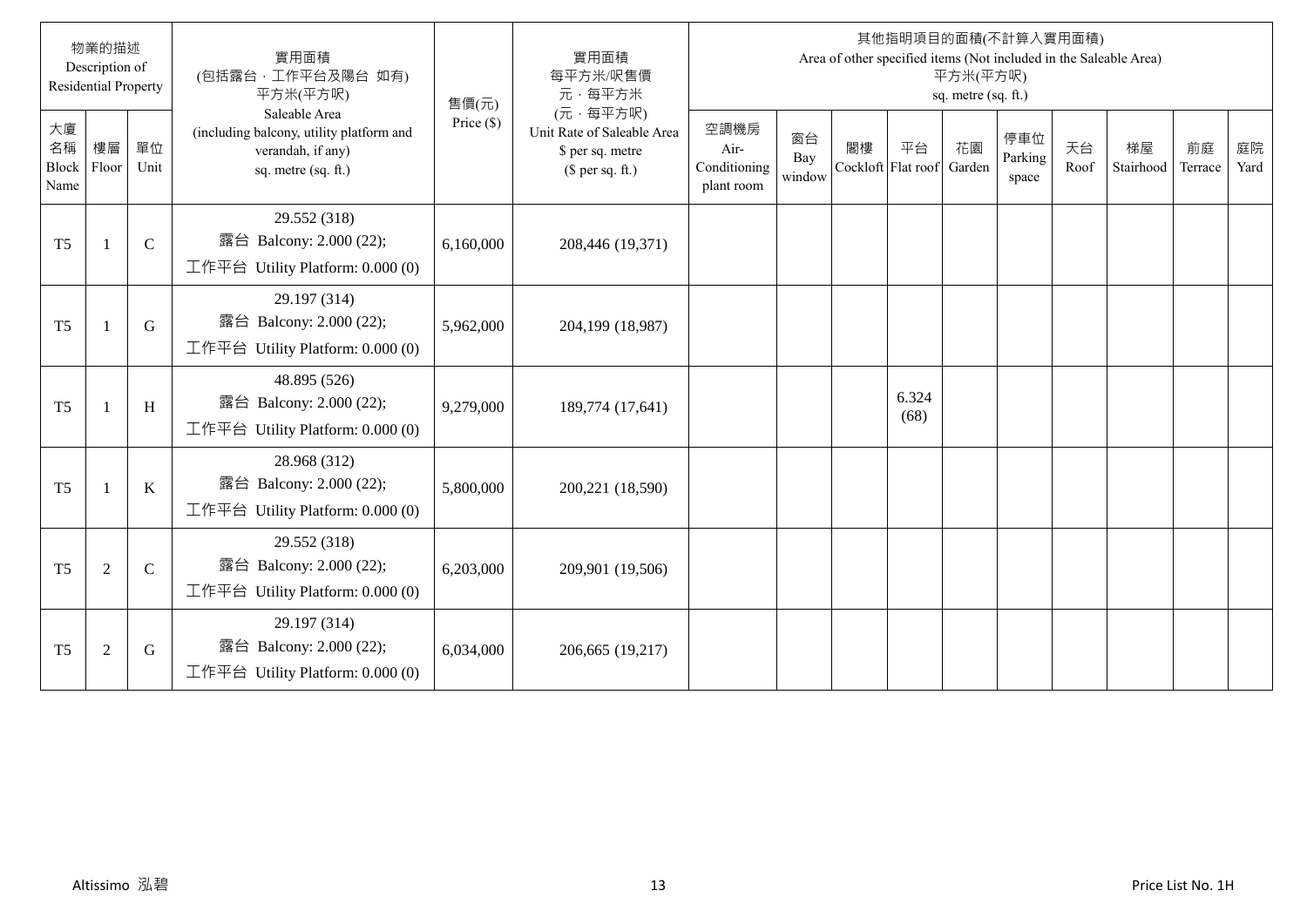| 物業的描述 Description of Residential Property | | | 實用面積 (包括露台，工作平台及陽台 如有) 平方米(平方呎) Saleable Area (including balcony, utility platform and verandah, if any) sq. metre (sq. ft.) | 售價(元) Price ($) | 實用面積 每平方米/呎售價 元，每平方米 (元，每平方呎) Unit Rate of Saleable Area $ per sq. metre ($ per sq. ft.) | 其他指明項目的面積(不計算入實用面積) Area of other specified items (Not included in the Saleable Area) 平方米(平方呎) sq. metre (sq. ft.) | | | | | | | | | |
|---|---|---|---|---|---|---|---|---|---|---|---|---|---|---|---|
| 大廈名稱 Block Name | 樓層 Floor | 單位 Unit | | | | 空調機房 Air-Conditioning plant room | 窗台 Bay window | 閣樓 Cockloft | 平台 Flat roof | 花園 Garden | 停車位 Parking space | 天台 Roof | 梯屋 Stairhood | 前庭 Terrace | 庭院 Yard |
| T5 | 1 | C | 29.552 (318) 露台 Balcony: 2.000 (22); 工作平台 Utility Platform: 0.000 (0) | 6,160,000 | 208,446 (19,371) | | | | | | | | | | |
| T5 | 1 | G | 29.197 (314) 露台 Balcony: 2.000 (22); 工作平台 Utility Platform: 0.000 (0) | 5,962,000 | 204,199 (18,987) | | | | | | | | | | |
| T5 | 1 | H | 48.895 (526) 露台 Balcony: 2.000 (22); 工作平台 Utility Platform: 0.000 (0) | 9,279,000 | 189,774 (17,641) | | | | 6.324 (68) | | | | | | |
| T5 | 1 | K | 28.968 (312) 露台 Balcony: 2.000 (22); 工作平台 Utility Platform: 0.000 (0) | 5,800,000 | 200,221 (18,590) | | | | | | | | | | |
| T5 | 2 | C | 29.552 (318) 露台 Balcony: 2.000 (22); 工作平台 Utility Platform: 0.000 (0) | 6,203,000 | 209,901 (19,506) | | | | | | | | | | |
| T5 | 2 | G | 29.197 (314) 露台 Balcony: 2.000 (22); 工作平台 Utility Platform: 0.000 (0) | 6,034,000 | 206,665 (19,217) | | | | | | | | | | |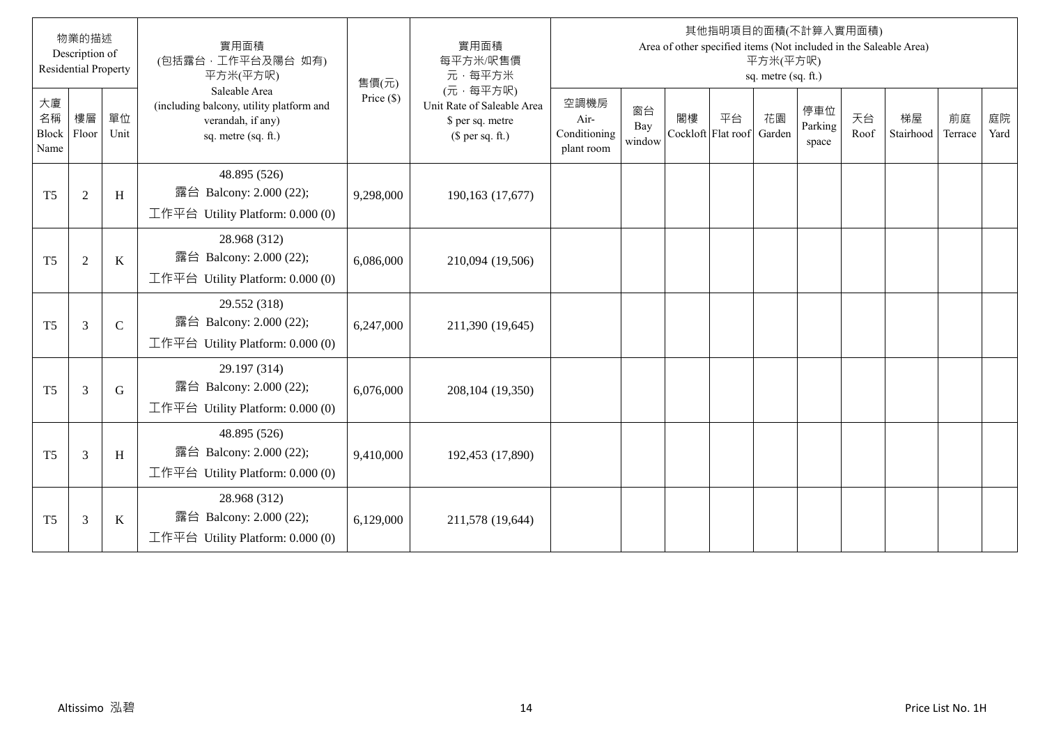| 物業的描述 Description of Residential Property | | | 實用面積 (包括露台﹐工作平台及陽台 如有) 平方米(平方呎) Saleable Area (including balcony, utility platform and verandah, if any) sq. metre (sq. ft.) | 售價(元) Price ($) | 實用面積 每平方米/呎售價 元﹐每平方米 (元﹐每平方呎) Unit Rate of Saleable Area $ per sq. metre ($ per sq. ft.) | 其他指明項目的面積(不計算入實用面積) Area of other specified items (Not included in the Saleable Area) 平方米(平方呎) sq. metre (sq. ft.) | | | | | | | | | |
|---|---|---|---|---|---|---|---|---|---|---|---|---|---|---|---|
| 大廈名稱 Block Name | 樓層 Floor | 單位 Unit | | | | 空調機房 Air-Conditioning plant room | 窗台 Bay window | 閣樓 Cockloft | 平台 Flat roof | 花園 Garden | 停車位 Parking space | 天台 Roof | 梯屋 Stairhood | 前庭 Terrace | 庭院 Yard |
| T5 | 2 | H | 48.895 (526) 露台 Balcony: 2.000 (22); 工作平台 Utility Platform: 0.000 (0) | 9,298,000 | 190,163 (17,677) | | | | | | | | | | |
| T5 | 2 | K | 28.968 (312) 露台 Balcony: 2.000 (22); 工作平台 Utility Platform: 0.000 (0) | 6,086,000 | 210,094 (19,506) | | | | | | | | | | |
| T5 | 3 | C | 29.552 (318) 露台 Balcony: 2.000 (22); 工作平台 Utility Platform: 0.000 (0) | 6,247,000 | 211,390 (19,645) | | | | | | | | | | |
| T5 | 3 | G | 29.197 (314) 露台 Balcony: 2.000 (22); 工作平台 Utility Platform: 0.000 (0) | 6,076,000 | 208,104 (19,350) | | | | | | | | | | |
| T5 | 3 | H | 48.895 (526) 露台 Balcony: 2.000 (22); 工作平台 Utility Platform: 0.000 (0) | 9,410,000 | 192,453 (17,890) | | | | | | | | | | |
| T5 | 3 | K | 28.968 (312) 露台 Balcony: 2.000 (22); 工作平台 Utility Platform: 0.000 (0) | 6,129,000 | 211,578 (19,644) | | | | | | | | | | |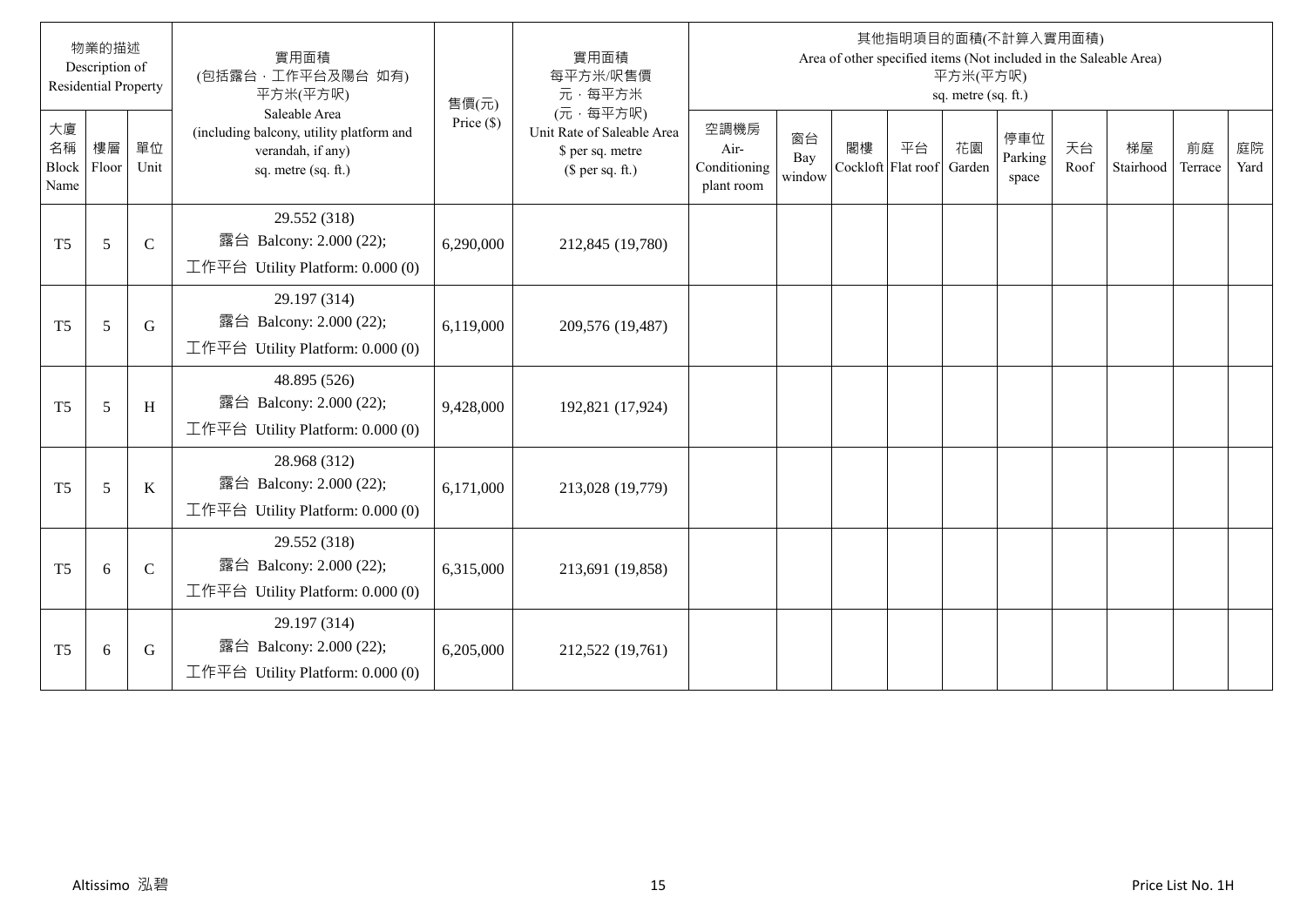| 物業的描述 Description of Residential Property | | | 實用面積 (包括露台，工作平台及陽台 如有) 平方米(平方呎) Saleable Area (including balcony, utility platform and verandah, if any) sq. metre (sq. ft.) | 售價(元) Price ($) | 實用面積 每平方米/呎售價 元，每平方米 (元，每平方呎) Unit Rate of Saleable Area $ per sq. metre ($ per sq. ft.) | 其他指明項目的面積(不計算入實用面積) Area of other specified items (Not included in the Saleable Area) 平方米(平方呎) sq. metre (sq. ft.) | | | | | | | | | |
|---|---|---|---|---|---|---|---|---|---|---|---|---|---|---|---|
| 大廈名稱 Block Name | 樓層 Floor | 單位 Unit | | | | 空調機房 Air-Conditioning plant room | 窗台 Bay window | 閣樓 Cockloft | 平台 Flat roof | 花園 Garden | 停車位 Parking space | 天台 Roof | 梯屋 Stairhood | 前庭 Terrace | 庭院 Yard |
| T5 | 5 | C | 29.552 (318) 露台 Balcony: 2.000 (22); 工作平台 Utility Platform: 0.000 (0) | 6,290,000 | 212,845 (19,780) | | | | | | | | | | |
| T5 | 5 | G | 29.197 (314) 露台 Balcony: 2.000 (22); 工作平台 Utility Platform: 0.000 (0) | 6,119,000 | 209,576 (19,487) | | | | | | | | | | |
| T5 | 5 | H | 48.895 (526) 露台 Balcony: 2.000 (22); 工作平台 Utility Platform: 0.000 (0) | 9,428,000 | 192,821 (17,924) | | | | | | | | | | |
| T5 | 5 | K | 28.968 (312) 露台 Balcony: 2.000 (22); 工作平台 Utility Platform: 0.000 (0) | 6,171,000 | 213,028 (19,779) | | | | | | | | | | |
| T5 | 6 | C | 29.552 (318) 露台 Balcony: 2.000 (22); 工作平台 Utility Platform: 0.000 (0) | 6,315,000 | 213,691 (19,858) | | | | | | | | | | |
| T5 | 6 | G | 29.197 (314) 露台 Balcony: 2.000 (22); 工作平台 Utility Platform: 0.000 (0) | 6,205,000 | 212,522 (19,761) | | | | | | | | | | |

Altissimo 泓碧

Price List No. 1H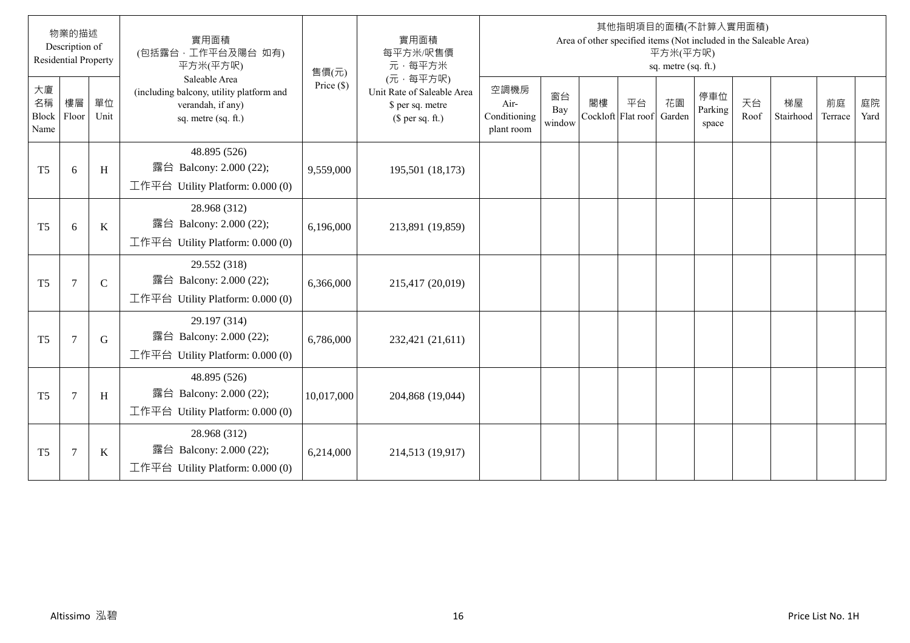| 物業的描述 Description of Residential Property | | | 實用面積 (包括露台，工作平台及陽台 如有) 平方米(平方呎) Saleable Area (including balcony, utility platform and verandah, if any) sq. metre (sq. ft.) | 售價(元) Price ($) | 實用面積 每平方米/呎售價 元，每平方米 (元，每平方呎) Unit Rate of Saleable Area $ per sq. metre ($ per sq. ft.) | 其他指明項目的面積(不計算入實用面積) Area of other specified items (Not included in the Saleable Area) 平方米(平方呎) sq. metre (sq. ft.) | | | | | | | | | |
|---|---|---|---|---|---|---|---|---|---|---|---|---|---|---|---|
| 大廈名稱 Block Name | 樓層 Floor | 單位 Unit | | | | 空調機房 Air-Conditioning plant room | 窗台 Bay window | 閣樓 Cockloft | 平台 Flat roof | 花園 Garden | 停車位 Parking space | 天台 Roof | 梯屋 Stairhood | 前庭 Terrace | 庭院 Yard |
| T5 | 6 | H | 48.895 (526) 露台 Balcony: 2.000 (22); 工作平台 Utility Platform: 0.000 (0) | 9,559,000 | 195,501 (18,173) | | | | | | | | | | |
| T5 | 6 | K | 28.968 (312) 露台 Balcony: 2.000 (22); 工作平台 Utility Platform: 0.000 (0) | 6,196,000 | 213,891 (19,859) | | | | | | | | | | |
| T5 | 7 | C | 29.552 (318) 露台 Balcony: 2.000 (22); 工作平台 Utility Platform: 0.000 (0) | 6,366,000 | 215,417 (20,019) | | | | | | | | | | |
| T5 | 7 | G | 29.197 (314) 露台 Balcony: 2.000 (22); 工作平台 Utility Platform: 0.000 (0) | 6,786,000 | 232,421 (21,611) | | | | | | | | | | |
| T5 | 7 | H | 48.895 (526) 露台 Balcony: 2.000 (22); 工作平台 Utility Platform: 0.000 (0) | 10,017,000 | 204,868 (19,044) | | | | | | | | | | |
| T5 | 7 | K | 28.968 (312) 露台 Balcony: 2.000 (22); 工作平台 Utility Platform: 0.000 (0) | 6,214,000 | 214,513 (19,917) | | | | | | | | | | |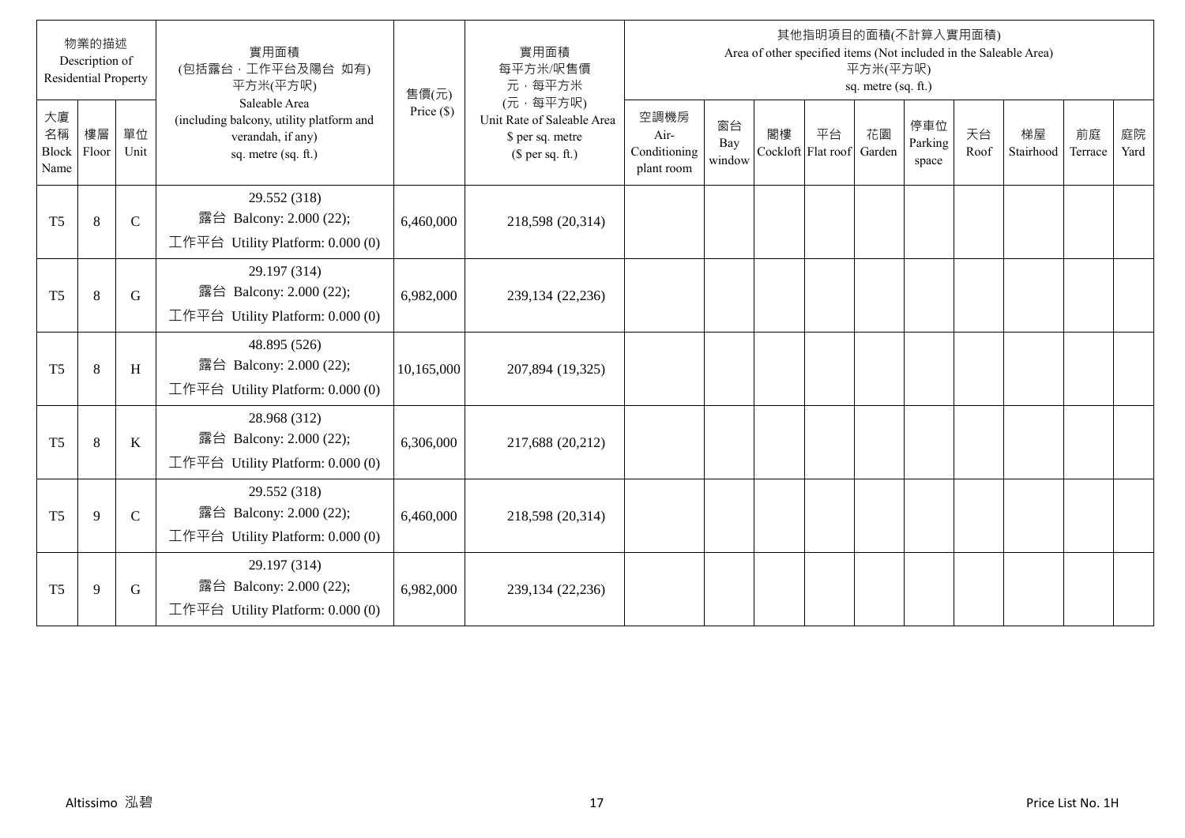| 物業的描述 Description of Residential Property | | | 實用面積 (包括露台，工作平台及陽台 如有) 平方米(平方呎) Saleable Area (including balcony, utility platform and verandah, if any) sq. metre (sq. ft.) | 售價(元) Price ($) | 實用面積 每平方米/呎售價 元，每平方米 (元，每平方呎) Unit Rate of Saleable Area $ per sq. metre ($ per sq. ft.) | 其他指明項目的面積(不計算入實用面積) Area of other specified items (Not included in the Saleable Area) 平方米(平方呎) sq. metre (sq. ft.) | | | | | | | | | |
|---|---|---|---|---|---|---|---|---|---|---|---|---|---|---|---|
| 大廈名稱 Block Name | 樓層 Floor | 單位 Unit | | | | 空調機房 Air-Conditioning plant room | 窗台 Bay window | 閣樓 Cockloft | 平台 Flat roof | 花園 Garden | 停車位 Parking space | 天台 Roof | 梯屋 Stairhood | 前庭 Terrace | 庭院 Yard |
| T5 | 8 | C | 29.552 (318) 露台 Balcony: 2.000 (22); 工作平台 Utility Platform: 0.000 (0) | 6,460,000 | 218,598 (20,314) | | | | | | | | | | |
| T5 | 8 | G | 29.197 (314) 露台 Balcony: 2.000 (22); 工作平台 Utility Platform: 0.000 (0) | 6,982,000 | 239,134 (22,236) | | | | | | | | | | |
| T5 | 8 | H | 48.895 (526) 露台 Balcony: 2.000 (22); 工作平台 Utility Platform: 0.000 (0) | 10,165,000 | 207,894 (19,325) | | | | | | | | | | |
| T5 | 8 | K | 28.968 (312) 露台 Balcony: 2.000 (22); 工作平台 Utility Platform: 0.000 (0) | 6,306,000 | 217,688 (20,212) | | | | | | | | | | |
| T5 | 9 | C | 29.552 (318) 露台 Balcony: 2.000 (22); 工作平台 Utility Platform: 0.000 (0) | 6,460,000 | 218,598 (20,314) | | | | | | | | | | |
| T5 | 9 | G | 29.197 (314) 露台 Balcony: 2.000 (22); 工作平台 Utility Platform: 0.000 (0) | 6,982,000 | 239,134 (22,236) | | | | | | | | | | |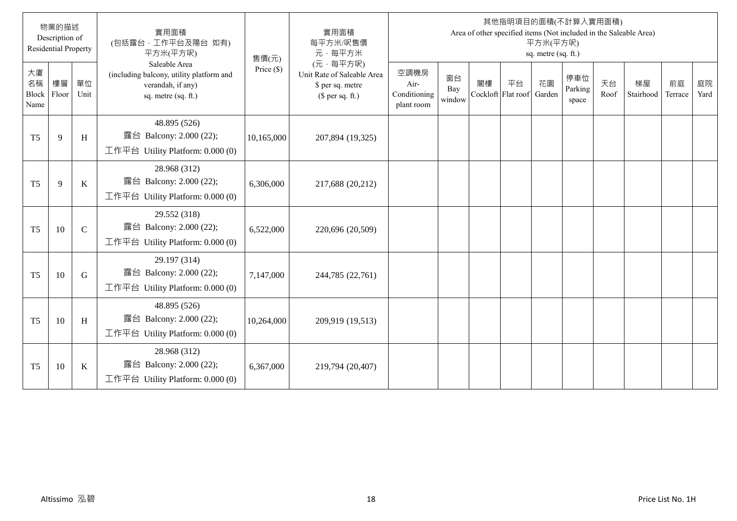| 物業的描述 Description of Residential Property | | | 實用面積 (包括露台，工作平台及陽台 如有) 平方米(平方呎) Saleable Area (including balcony, utility platform and verandah, if any) sq. metre (sq. ft.) | 售價(元) Price ($) | 實用面積 每平方米/呎售價 元，每平方米 (元，每平方呎) Unit Rate of Saleable Area $ per sq. metre ($ per sq. ft.) | 其他指明項目的面積(不計算入實用面積) Area of other specified items (Not included in the Saleable Area) 平方米(平方呎) sq. metre (sq. ft.) | | | | | | | | | |
|---|---|---|---|---|---|---|---|---|---|---|---|---|---|---|---|
| 大廈名稱 Block Name | 樓層 Floor | 單位 Unit | | | | 空調機房 Air-Conditioning plant room | 窗台 Bay window | 閣樓 Cockloft | 平台 Flat roof | 花園 Garden | 停車位 Parking space | 天台 Roof | 梯屋 Stairhood | 前庭 Terrace | 庭院 Yard |
| T5 | 9 | H | 48.895 (526) 露台 Balcony: 2.000 (22); 工作平台 Utility Platform: 0.000 (0) | 10,165,000 | 207,894 (19,325) | | | | | | | | | | |
| T5 | 9 | K | 28.968 (312) 露台 Balcony: 2.000 (22); 工作平台 Utility Platform: 0.000 (0) | 6,306,000 | 217,688 (20,212) | | | | | | | | | | |
| T5 | 10 | C | 29.552 (318) 露台 Balcony: 2.000 (22); 工作平台 Utility Platform: 0.000 (0) | 6,522,000 | 220,696 (20,509) | | | | | | | | | | |
| T5 | 10 | G | 29.197 (314) 露台 Balcony: 2.000 (22); 工作平台 Utility Platform: 0.000 (0) | 7,147,000 | 244,785 (22,761) | | | | | | | | | | |
| T5 | 10 | H | 48.895 (526) 露台 Balcony: 2.000 (22); 工作平台 Utility Platform: 0.000 (0) | 10,264,000 | 209,919 (19,513) | | | | | | | | | | |
| T5 | 10 | K | 28.968 (312) 露台 Balcony: 2.000 (22); 工作平台 Utility Platform: 0.000 (0) | 6,367,000 | 219,794 (20,407) | | | | | | | | | | |

Altissimo 泓碧

Price List No. 1H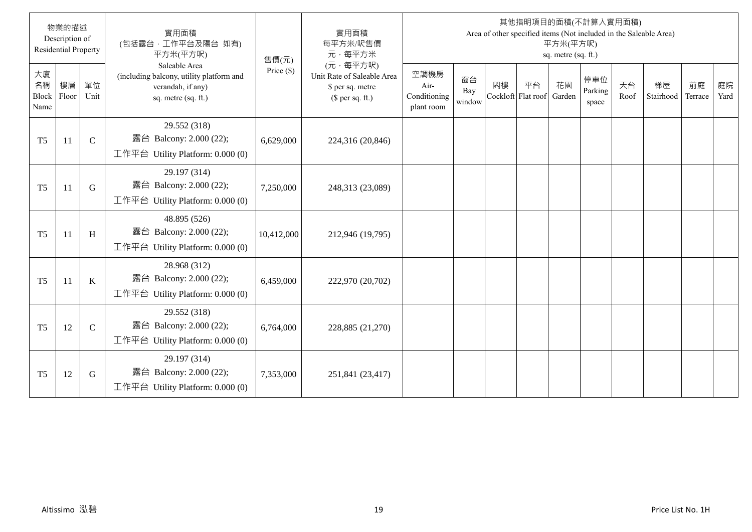| 物業的描述 Description of Residential Property | | | 實用面積 (包括露台，工作平台及陽台 如有) 平方米(平方呎) Saleable Area (including balcony, utility platform and verandah, if any) sq. metre (sq. ft.) | 售價(元) Price ($) | 實用面積 每平方米/呎售價 元，每平方米 (元，每平方呎) Unit Rate of Saleable Area $ per sq. metre ($ per sq. ft.) | 其他指明項目的面積(不計算入實用面積) Area of other specified items (Not included in the Saleable Area) 平方米(平方呎) sq. metre (sq. ft.) | | | | | | | | | |
|---|---|---|---|---|---|---|---|---|---|---|---|---|---|---|---|
| 大廈名稱 Block Name | 樓層 Floor | 單位 Unit | | | | 空調機房 Air-Conditioning plant room | 窗台 Bay window | 閣樓 Cockloft | 平台 Flat roof | 花園 Garden | 停車位 Parking space | 天台 Roof | 梯屋 Stairhood | 前庭 Terrace | 庭院 Yard |
| T5 | 11 | C | 29.552 (318) 露台 Balcony: 2.000 (22); 工作平台 Utility Platform: 0.000 (0) | 6,629,000 | 224,316 (20,846) | | | | | | | | | | |
| T5 | 11 | G | 29.197 (314) 露台 Balcony: 2.000 (22); 工作平台 Utility Platform: 0.000 (0) | 7,250,000 | 248,313 (23,089) | | | | | | | | | | |
| T5 | 11 | H | 48.895 (526) 露台 Balcony: 2.000 (22); 工作平台 Utility Platform: 0.000 (0) | 10,412,000 | 212,946 (19,795) | | | | | | | | | | |
| T5 | 11 | K | 28.968 (312) 露台 Balcony: 2.000 (22); 工作平台 Utility Platform: 0.000 (0) | 6,459,000 | 222,970 (20,702) | | | | | | | | | | |
| T5 | 12 | C | 29.552 (318) 露台 Balcony: 2.000 (22); 工作平台 Utility Platform: 0.000 (0) | 6,764,000 | 228,885 (21,270) | | | | | | | | | | |
| T5 | 12 | G | 29.197 (314) 露台 Balcony: 2.000 (22); 工作平台 Utility Platform: 0.000 (0) | 7,353,000 | 251,841 (23,417) | | | | | | | | | | |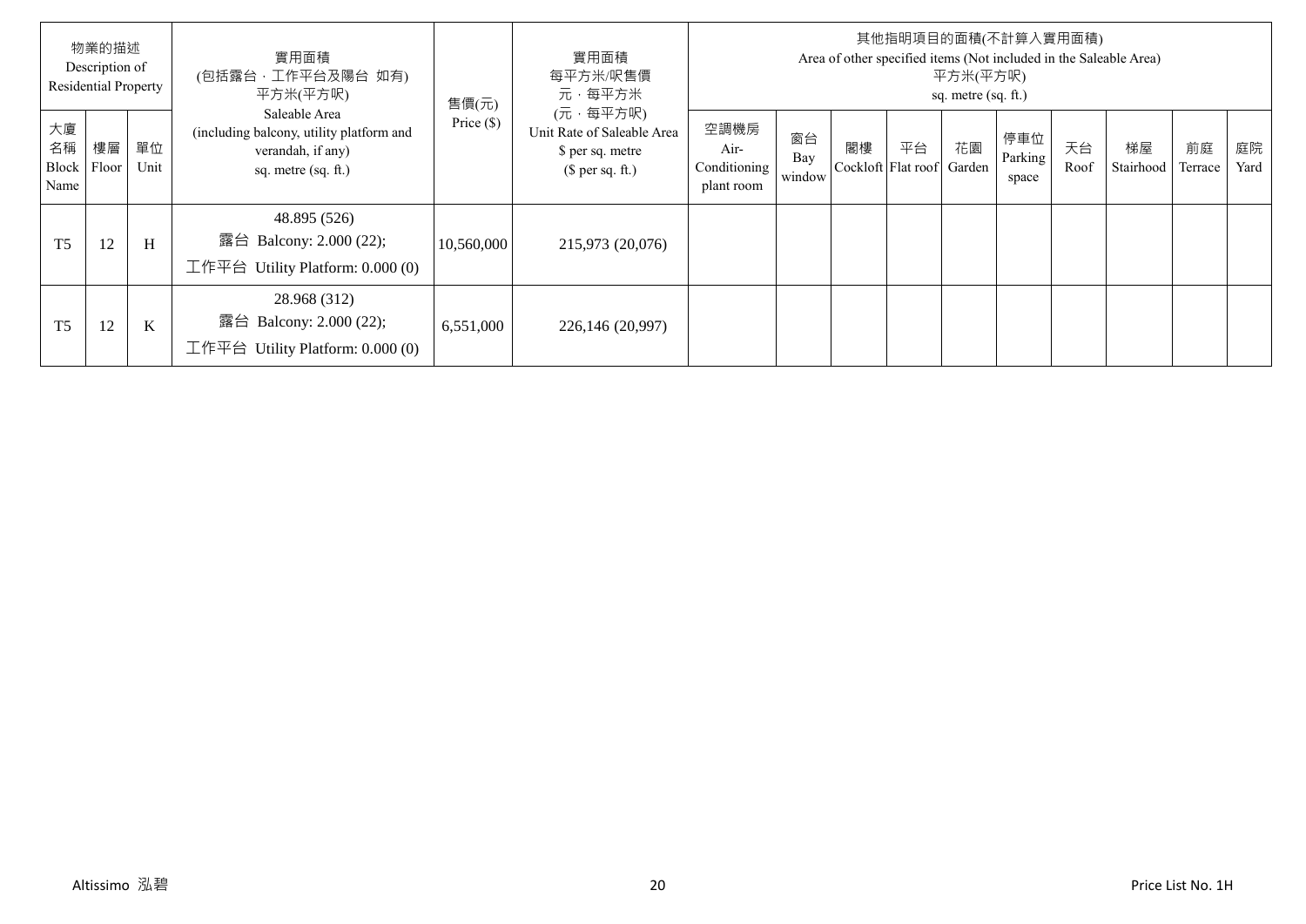| 物業的描述 Description of Residential Property | | | 實用面積 (包括露台，工作平台及陽台 如有) 平方米(平方呎) Saleable Area (including balcony, utility platform and verandah, if any) sq. metre (sq. ft.) | 售價(元) Price ($) | 實用面積 每平方米/呎售價 元，每平方米 (元，每平方呎) Unit Rate of Saleable Area $ per sq. metre ($ per sq. ft.) | 其他指明項目的面積(不計算入實用面積) Area of other specified items (Not included in the Saleable Area) 平方米(平方呎) sq. metre (sq. ft.) | | | | | | | | | |
|---|---|---|---|---|---|---|---|---|---|---|---|---|---|---|---|
| 大廈名稱 Block Name | 樓層 Floor | 單位 Unit | | | | 空調機房 Air-Conditioning plant room | 窗台 Bay window | 閣樓 Cockloft | 平台 Flat roof | 花園 Garden | 停車位 Parking space | 天台 Roof | 梯屋 Stairhood | 前庭 Terrace | 庭院 Yard |
| T5 | 12 | H | 48.895 (526) 露台 Balcony: 2.000 (22); 工作平台 Utility Platform: 0.000 (0) | 10,560,000 | 215,973 (20,076) | | | | | | | | | | |
| T5 | 12 | K | 28.968 (312) 露台 Balcony: 2.000 (22); 工作平台 Utility Platform: 0.000 (0) | 6,551,000 | 226,146 (20,997) | | | | | | | | | | |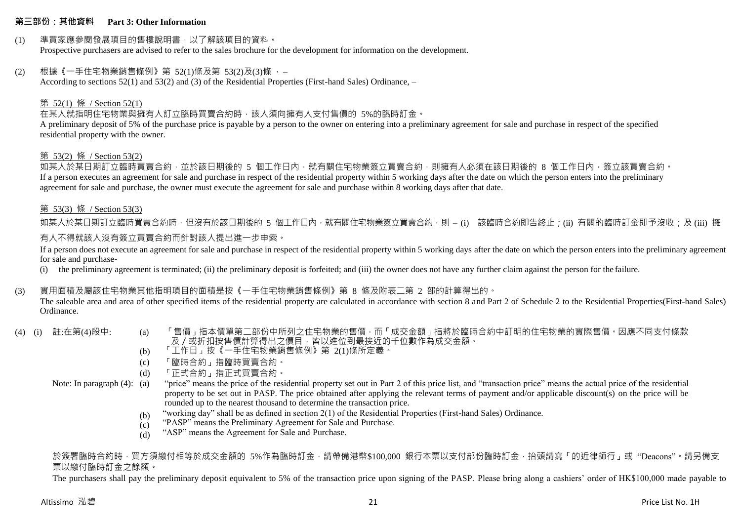## 第三部份：其他資料 Part 3: Other Information

(1) 準買家應參閱發展項目的售樓說明書，以了解該項目的資料。
Prospective purchasers are advised to refer to the sales brochure for the development for information on the development.

(2) 根據《一手住宅物業銷售條例》第 52(1)條及第 53(2)及(3)條 ，–
According to sections 52(1) and 53(2) and (3) of the Residential Properties (First-hand Sales) Ordinance, –

第 52(1) 條 / Section 52(1)
在某人就指明住宅物業與擁有人訂立臨時買賣合約時，該人須向擁有人支付售價的 5%的臨時訂金。
A preliminary deposit of 5% of the purchase price is payable by a person to the owner on entering into a preliminary agreement for sale and purchase in respect of the specified residential property with the owner.

第 53(2) 條 / Section 53(2)
如某人於某日期訂立臨時買賣合約，並於該日期後的 5 個工作日內，就有關住宅物業簽立買賣合約，則擁有人必須在該日期後的 8 個工作日內，簽立該買賣合約。
If a person executes an agreement for sale and purchase in respect of the residential property within 5 working days after the date on which the person enters into the preliminary agreement for sale and purchase, the owner must execute the agreement for sale and purchase within 8 working days after that date.

第 53(3) 條 / Section 53(3)
如某人於某日期訂立臨時買賣合約時，但沒有於該日期後的 5 個工作日內，就有關住宅物業簽立買賣合約，則 – (i) 該臨時合約即告終止；(ii) 有關的臨時訂金即予沒收；及 (iii) 擁有人不得就該人沒有簽立買賣合約而針對該人提出進一步申索。
If a person does not execute an agreement for sale and purchase in respect of the residential property within 5 working days after the date on which the person enters into the preliminary agreement for sale and purchase-
(i) the preliminary agreement is terminated; (ii) the preliminary deposit is forfeited; and (iii) the owner does not have any further claim against the person for the failure.

(3) 實用面積及屬該住宅物業其他指明項目的面積是按《一手住宅物業銷售條例》第 8 條及附表二第 2 部的計算得出的。
The saleable area and area of other specified items of the residential property are calculated in accordance with section 8 and Part 2 of Schedule 2 to the Residential Properties(First-hand Sales) Ordinance.

(4) (i) 註:在第(4)段中:
(a) 「售價」指本價單第二部份中所列之住宅物業的售價，而「成交金額」指將於臨時合約中訂明的住宅物業的實際售價。因應不同支付條款及／或折扣按售價計算得出之價目，皆以進位到最接近的千位數作為成交金額。
(b) 「工作日」按《一手住宅物業銷售條例》第 2(1)條所定義。
(c) 「臨時合約」指臨時買賣合約。
(d) 「正式合約」指正式買賣合約。

Note: In paragraph (4):
(a) "price" means the price of the residential property set out in Part 2 of this price list, and "transaction price" means the actual price of the residential property to be set out in PASP. The price obtained after applying the relevant terms of payment and/or applicable discount(s) on the price will be rounded up to the nearest thousand to determine the transaction price.
(b) "working day" shall be as defined in section 2(1) of the Residential Properties (First-hand Sales) Ordinance.
(c) "PASP" means the Preliminary Agreement for Sale and Purchase.
(d) "ASP" means the Agreement for Sale and Purchase.

於簽署臨時合約時，買方須繳付相等於成交金額的 5%作為臨時訂金，請帶備港幣$100,000 銀行本票以支付部份臨時訂金，抬頭請寫「的近律師行」或 "Deacons"。請另備支票以繳付臨時訂金之餘額。
The purchasers shall pay the preliminary deposit equivalent to 5% of the transaction price upon signing of the PASP. Please bring along a cashiers' order of HK$100,000 made payable to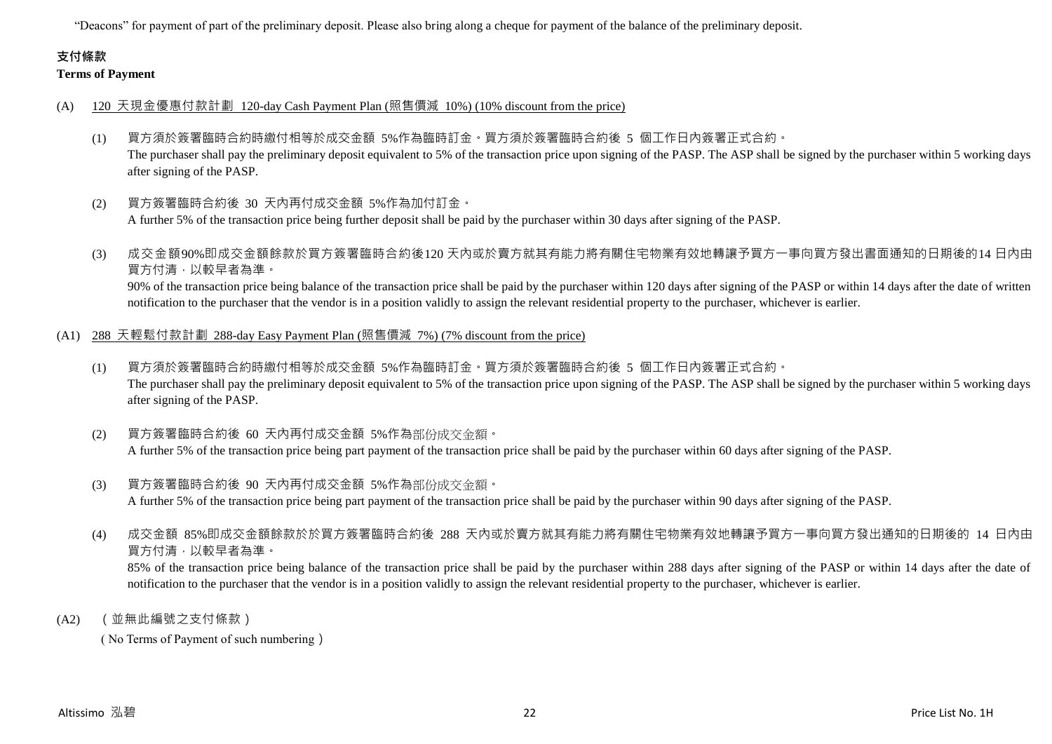"Deacons" for payment of part of the preliminary deposit. Please also bring along a cheque for payment of the balance of the preliminary deposit.

**支付條款**

**Terms of Payment**

(A) 120 天現金優惠付款計劃 120-day Cash Payment Plan (照售價減 10%) (10% discount from the price)

(1) 買方須於簽署臨時合約時繳付相等於成交金額 5%作為臨時訂金。買方須於簽署臨時合約後 5 個工作日內簽署正式合約。
The purchaser shall pay the preliminary deposit equivalent to 5% of the transaction price upon signing of the PASP. The ASP shall be signed by the purchaser within 5 working days after signing of the PASP.

(2) 買方簽署臨時合約後 30 天內再付成交金額 5%作為加付訂金。
A further 5% of the transaction price being further deposit shall be paid by the purchaser within 30 days after signing of the PASP.

(3) 成交金額90%即成交金額餘款於買方簽署臨時合約後120 天內或於賣方就其有能力將有關住宅物業有效地轉讓予買方一事向買方發出書面通知的日期後的14 日內由買方付清，以較早者為準。
90% of the transaction price being balance of the transaction price shall be paid by the purchaser within 120 days after signing of the PASP or within 14 days after the date of written notification to the purchaser that the vendor is in a position validly to assign the relevant residential property to the purchaser, whichever is earlier.

(A1) 288 天輕鬆付款計劃 288-day Easy Payment Plan (照售價減 7%) (7% discount from the price)

(1) 買方須於簽署臨時合約時繳付相等於成交金額 5%作為臨時訂金。買方須於簽署臨時合約後 5 個工作日內簽署正式合約。
The purchaser shall pay the preliminary deposit equivalent to 5% of the transaction price upon signing of the PASP. The ASP shall be signed by the purchaser within 5 working days after signing of the PASP.

(2) 買方簽署臨時合約後 60 天內再付成交金額 5%作為部份成交金額。
A further 5% of the transaction price being part payment of the transaction price shall be paid by the purchaser within 60 days after signing of the PASP.

(3) 買方簽署臨時合約後 90 天內再付成交金額 5%作為部份成交金額。
A further 5% of the transaction price being part payment of the transaction price shall be paid by the purchaser within 90 days after signing of the PASP.

(4) 成交金額 85%即成交金額餘款於於買方簽署臨時合約後 288 天內或於賣方就其有能力將有關住宅物業有效地轉讓予買方一事向買方發出通知的日期後的 14 日內由買方付清，以較早者為準。
85% of the transaction price being balance of the transaction price shall be paid by the purchaser within 288 days after signing of the PASP or within 14 days after the date of notification to the purchaser that the vendor is in a position validly to assign the relevant residential property to the purchaser, whichever is earlier.

(A2) （並無此編號之支付條款）

（No Terms of Payment of such numbering）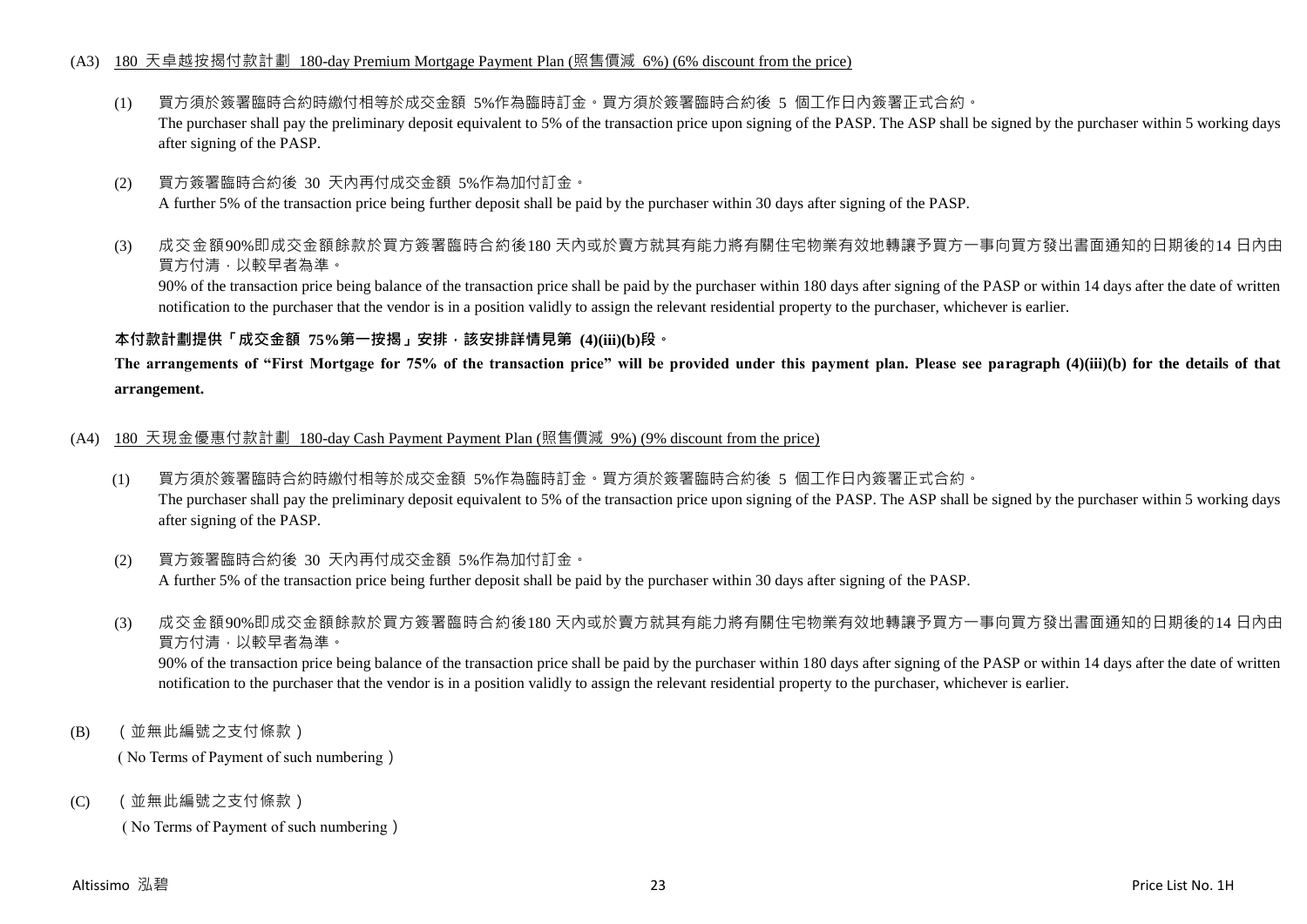(A3) 180 天卓越按揭付款計劃 180-day Premium Mortgage Payment Plan (照售價減 6%) (6% discount from the price)

(1) 買方須於簽署臨時合約時繳付相等於成交金額 5%作為臨時訂金。買方須於簽署臨時合約後 5 個工作日內簽署正式合約。
The purchaser shall pay the preliminary deposit equivalent to 5% of the transaction price upon signing of the PASP. The ASP shall be signed by the purchaser within 5 working days after signing of the PASP.

(2) 買方簽署臨時合約後 30 天內再付成交金額 5%作為加付訂金。
A further 5% of the transaction price being further deposit shall be paid by the purchaser within 30 days after signing of the PASP.

(3) 成交金額90%即成交金額餘款於買方簽署臨時合約後180 天內或於賣方就其有能力將有關住宅物業有效地轉讓予買方一事向買方發出書面通知的日期後的14 日內由買方付清，以較早者為準。
90% of the transaction price being balance of the transaction price shall be paid by the purchaser within 180 days after signing of the PASP or within 14 days after the date of written notification to the purchaser that the vendor is in a position validly to assign the relevant residential property to the purchaser, whichever is earlier.

**本付款計劃提供「成交金額 75%第一按揭」安排，該安排詳情見第 (4)(iii)(b)段。**

**The arrangements of "First Mortgage for 75% of the transaction price" will be provided under this payment plan. Please see paragraph (4)(iii)(b) for the details of that arrangement.**

(A4) 180 天現金優惠付款計劃 180-day Cash Payment Payment Plan (照售價減 9%) (9% discount from the price)

(1) 買方須於簽署臨時合約時繳付相等於成交金額 5%作為臨時訂金。買方須於簽署臨時合約後 5 個工作日內簽署正式合約。
The purchaser shall pay the preliminary deposit equivalent to 5% of the transaction price upon signing of the PASP. The ASP shall be signed by the purchaser within 5 working days after signing of the PASP.

(2) 買方簽署臨時合約後 30 天內再付成交金額 5%作為加付訂金。
A further 5% of the transaction price being further deposit shall be paid by the purchaser within 30 days after signing of the PASP.

(3) 成交金額90%即成交金額餘款於買方簽署臨時合約後180 天內或於賣方就其有能力將有關住宅物業有效地轉讓予買方一事向買方發出書面通知的日期後的14 日內由買方付清，以較早者為準。
90% of the transaction price being balance of the transaction price shall be paid by the purchaser within 180 days after signing of the PASP or within 14 days after the date of written notification to the purchaser that the vendor is in a position validly to assign the relevant residential property to the purchaser, whichever is earlier.

(B) （並無此編號之支付條款）
( No Terms of Payment of such numbering )

(C) （並無此編號之支付條款）
( No Terms of Payment of such numbering )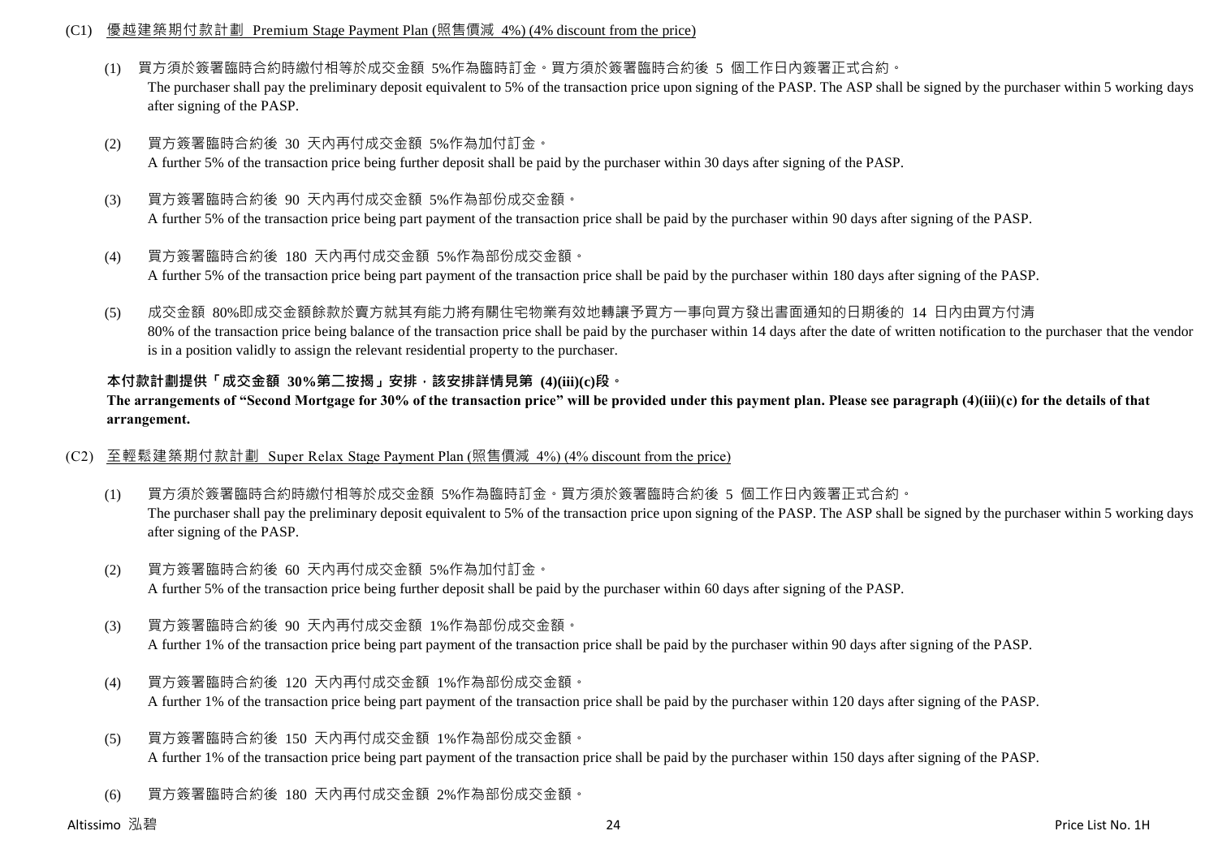(C1) 優越建築期付款計劃 Premium Stage Payment Plan (照售價減 4%) (4% discount from the price)

(1) 買方須於簽署臨時合約時繳付相等於成交金額 5%作為臨時訂金。買方須於簽署臨時合約後 5 個工作日內簽署正式合約。
The purchaser shall pay the preliminary deposit equivalent to 5% of the transaction price upon signing of the PASP. The ASP shall be signed by the purchaser within 5 working days after signing of the PASP.

(2) 買方簽署臨時合約後 30 天內再付成交金額 5%作為加付訂金。
A further 5% of the transaction price being further deposit shall be paid by the purchaser within 30 days after signing of the PASP.

(3) 買方簽署臨時合約後 90 天內再付成交金額 5%作為部份成交金額。
A further 5% of the transaction price being part payment of the transaction price shall be paid by the purchaser within 90 days after signing of the PASP.

(4) 買方簽署臨時合約後 180 天內再付成交金額 5%作為部份成交金額。
A further 5% of the transaction price being part payment of the transaction price shall be paid by the purchaser within 180 days after signing of the PASP.

(5) 成交金額 80%即成交金額餘款於賣方就其有能力將有關住宅物業有效地轉讓予買方一事向買方發出書面通知的日期後的 14 日內由買方付清
80% of the transaction price being balance of the transaction price shall be paid by the purchaser within 14 days after the date of written notification to the purchaser that the vendor is in a position validly to assign the relevant residential property to the purchaser.

**本付款計劃提供「成交金額 30%第二按揭」安排，該安排詳情見第 (4)(iii)(c)段。**
**The arrangements of "Second Mortgage for 30% of the transaction price" will be provided under this payment plan. Please see paragraph (4)(iii)(c) for the details of that arrangement.**

(C2) 至輕鬆建築期付款計劃 Super Relax Stage Payment Plan (照售價減 4%) (4% discount from the price)

(1) 買方須於簽署臨時合約時繳付相等於成交金額 5%作為臨時訂金。買方須於簽署臨時合約後 5 個工作日內簽署正式合約。
The purchaser shall pay the preliminary deposit equivalent to 5% of the transaction price upon signing of the PASP. The ASP shall be signed by the purchaser within 5 working days after signing of the PASP.

(2) 買方簽署臨時合約後 60 天內再付成交金額 5%作為加付訂金。
A further 5% of the transaction price being further deposit shall be paid by the purchaser within 60 days after signing of the PASP.

(3) 買方簽署臨時合約後 90 天內再付成交金額 1%作為部份成交金額。
A further 1% of the transaction price being part payment of the transaction price shall be paid by the purchaser within 90 days after signing of the PASP.

(4) 買方簽署臨時合約後 120 天內再付成交金額 1%作為部份成交金額。
A further 1% of the transaction price being part payment of the transaction price shall be paid by the purchaser within 120 days after signing of the PASP.

(5) 買方簽署臨時合約後 150 天內再付成交金額 1%作為部份成交金額。
A further 1% of the transaction price being part payment of the transaction price shall be paid by the purchaser within 150 days after signing of the PASP.

(6) 買方簽署臨時合約後 180 天內再付成交金額 2%作為部份成交金額。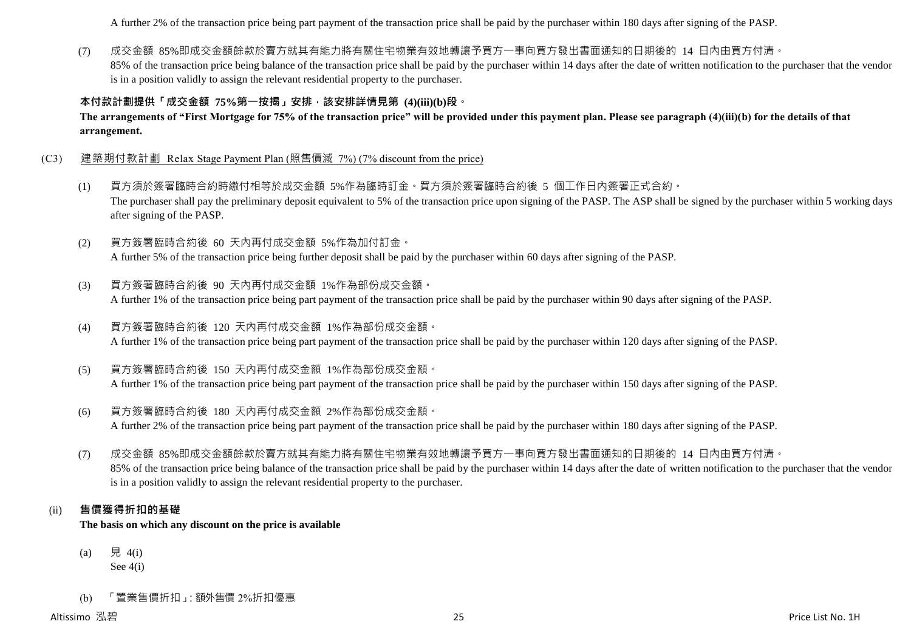A further 2% of the transaction price being part payment of the transaction price shall be paid by the purchaser within 180 days after signing of the PASP.

(7) 成交金額 85%即成交金額餘款於賣方就其有能力將有關住宅物業有效地轉讓予買方一事向買方發出書面通知的日期後的 14 日內由買方付清。
85% of the transaction price being balance of the transaction price shall be paid by the purchaser within 14 days after the date of written notification to the purchaser that the vendor is in a position validly to assign the relevant residential property to the purchaser.

**本付款計劃提供「成交金額 75%第一按揭」安排，該安排詳情見第 (4)(iii)(b)段。**
**The arrangements of "First Mortgage for 75% of the transaction price" will be provided under this payment plan. Please see paragraph (4)(iii)(b) for the details of that arrangement.**

(C3) 建築期付款計劃 Relax Stage Payment Plan (照售價減 7%) (7% discount from the price)

(1) 買方須於簽署臨時合約時繳付相等於成交金額 5%作為臨時訂金。買方須於簽署臨時合約後 5 個工作日內簽署正式合約。
The purchaser shall pay the preliminary deposit equivalent to 5% of the transaction price upon signing of the PASP. The ASP shall be signed by the purchaser within 5 working days after signing of the PASP.

(2) 買方簽署臨時合約後 60 天內再付成交金額 5%作為加付訂金。
A further 5% of the transaction price being further deposit shall be paid by the purchaser within 60 days after signing of the PASP.

(3) 買方簽署臨時合約後 90 天內再付成交金額 1%作為部份成交金額。
A further 1% of the transaction price being part payment of the transaction price shall be paid by the purchaser within 90 days after signing of the PASP.

(4) 買方簽署臨時合約後 120 天內再付成交金額 1%作為部份成交金額。
A further 1% of the transaction price being part payment of the transaction price shall be paid by the purchaser within 120 days after signing of the PASP.

(5) 買方簽署臨時合約後 150 天內再付成交金額 1%作為部份成交金額。
A further 1% of the transaction price being part payment of the transaction price shall be paid by the purchaser within 150 days after signing of the PASP.

(6) 買方簽署臨時合約後 180 天內再付成交金額 2%作為部份成交金額。
A further 2% of the transaction price being part payment of the transaction price shall be paid by the purchaser within 180 days after signing of the PASP.

(7) 成交金額 85%即成交金額餘款於賣方就其有能力將有關住宅物業有效地轉讓予買方一事向買方發出書面通知的日期後的 14 日內由買方付清。
85% of the transaction price being balance of the transaction price shall be paid by the purchaser within 14 days after the date of written notification to the purchaser that the vendor is in a position validly to assign the relevant residential property to the purchaser.

(ii) **售價獲得折扣的基礎**
**The basis on which any discount on the price is available**

(a) 見 4(i)
See 4(i)

(b) 「置業售價折扣」: 額外售價 2%折扣優惠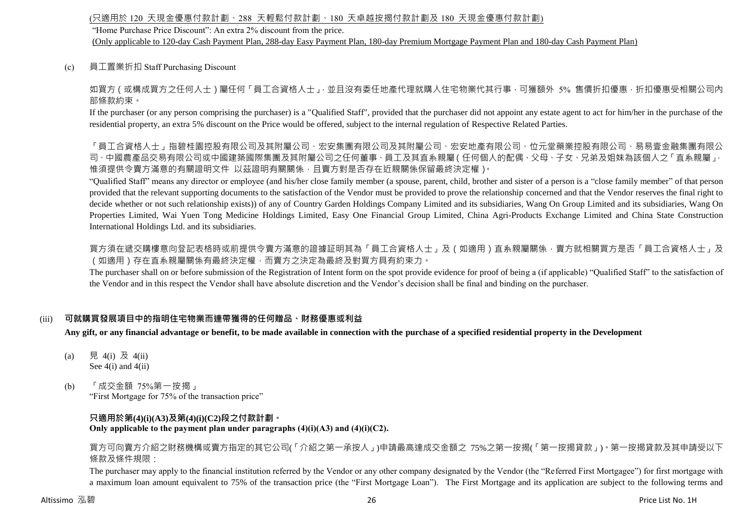(只適用於 120 天現金優惠付款計劃、288 天輕鬆付款計劃、180 天卓越按揭付款計劃及 180 天現金優惠付款計劃)

"Home Purchase Price Discount": An extra 2% discount from the price.

(Only applicable to 120-day Cash Payment Plan, 288-day Easy Payment Plan, 180-day Premium Mortgage Payment Plan and 180-day Cash Payment Plan)

(c) 員工置業折扣 Staff Purchasing Discount

如買方（或構成買方之任何人士）屬任何「員工合資格人士」，並且沒有委任地產代理就購入住宅物業代其行事，可獲額外 5% 售價折扣優惠，折扣優惠受相關公司內部條款約束。

If the purchaser (or any person comprising the purchaser) is a "Qualified Staff", provided that the purchaser did not appoint any estate agent to act for him/her in the purchase of the residential property, an extra 5% discount on the Price would be offered, subject to the internal regulation of Respective Related Parties.

「員工合資格人士」指碧桂園控股有限公司及其附屬公司、宏安集團有限公司及其附屬公司、宏安地產有限公司、位元堂藥業控股有限公司、易易壹金融集團有限公司、中國農產品交易有限公司或中國建築國際集團及其附屬公司之任何董事、員工及其直系親屬（任何個人的配偶、父母、子女、兄弟及姐妹為該個人之「直系親屬」，惟須提供令賣方滿意的有關證明文件 以茲證明有關關係，且賣方對是否存在近親關係保留最終決定權）。

"Qualified Staff" means any director or employee (and his/her close family member (a spouse, parent, child, brother and sister of a person is a "close family member" of that person provided that the relevant supporting documents to the satisfaction of the Vendor must be provided to prove the relationship concerned and that the Vendor reserves the final right to decide whether or not such relationship exists)) of any of Country Garden Holdings Company Limited and its subsidiaries, Wang On Group Limited and its subsidiaries, Wang On Properties Limited, Wai Yuen Tong Medicine Holdings Limited, Easy One Financial Group Limited, China Agri-Products Exchange Limited and China State Construction International Holdings Ltd. and its subsidiaries.

買方須在遞交購樓意向登記表格時或前提供令賣方滿意的證據証明其為「員工合資格人士」及（如適用）直系親屬關係，賣方就相關買方是否「員工合資格人士」及（如適用）存在直系親屬關係有最終決定權，而賣方之決定為最終及對買方具有約束力。

The purchaser shall on or before submission of the Registration of Intent form on the spot provide evidence for proof of being a (if applicable) "Qualified Staff" to the satisfaction of the Vendor and in this respect the Vendor shall have absolute discretion and the Vendor's decision shall be final and binding on the purchaser.

## (iii) 可就購買發展項目中的指明住宅物業而連帶獲得的任何贈品、財務優惠或利益

**Any gift, or any financial advantage or benefit, to be made available in connection with the purchase of a specified residential property in the Development**

(a) 見 4(i) 及 4(ii)
See 4(i) and 4(ii)

(b) 「成交金額 75%第一按揭」
"First Mortgage for 75% of the transaction price"

**只適用於第(4)(i)(A3)及第(4)(i)(C2)段之付款計劃。**
**Only applicable to the payment plan under paragraphs (4)(i)(A3) and (4)(i)(C2).**

買方可向賣方介紹之財務機構或賣方指定的其它公司(「介紹之第一承按人」)申請最高達成交金額之 75%之第一按揭(「第一按揭貸款」)。第一按揭貸款及其申請受以下條款及條件規限：

The purchaser may apply to the financial institution referred by the Vendor or any other company designated by the Vendor (the "Referred First Mortgagee") for first mortgage with a maximum loan amount equivalent to 75% of the transaction price (the "First Mortgage Loan"). The First Mortgage and its application are subject to the following terms and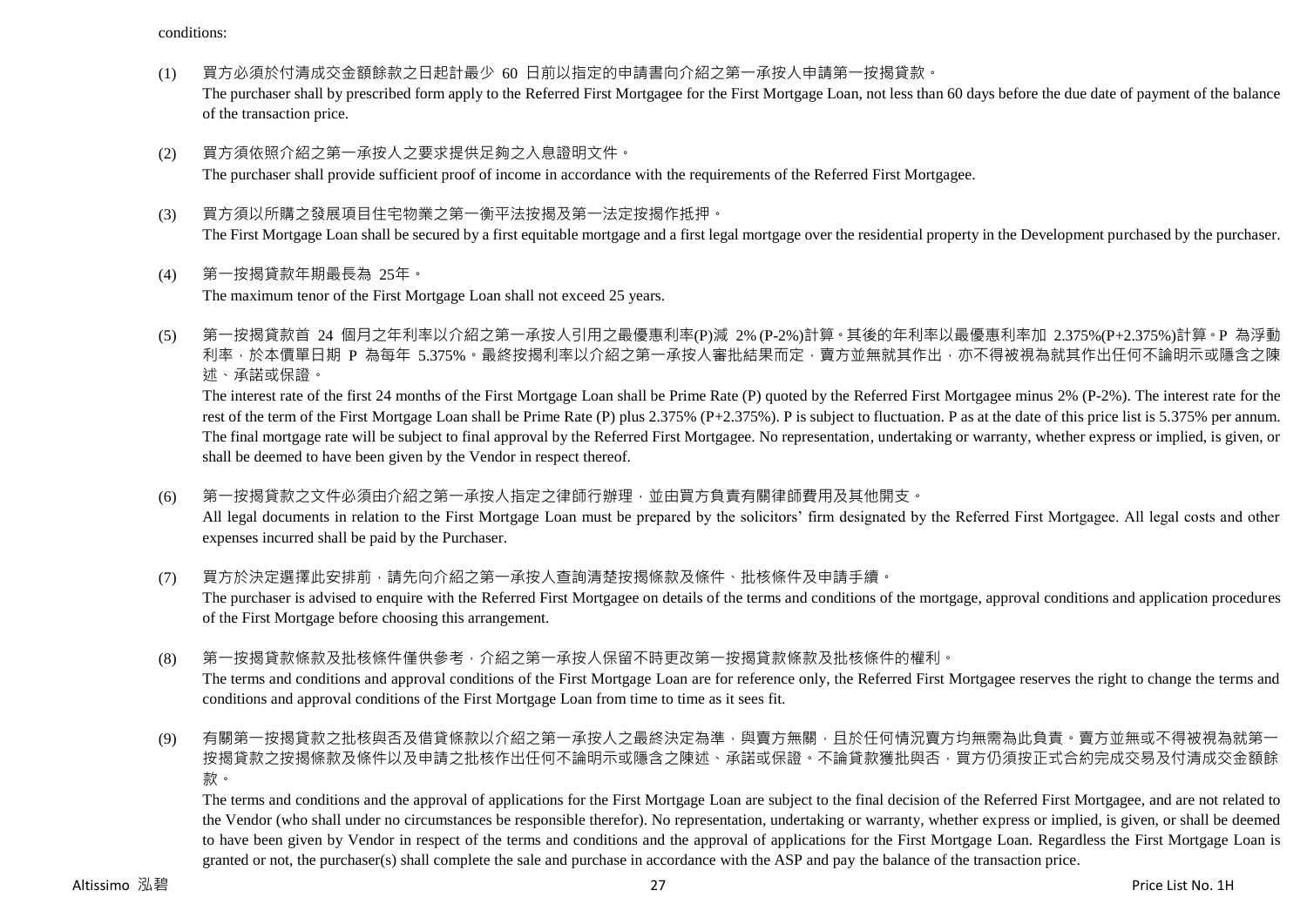conditions:

(1) 買方必須於付清成交金額餘款之日起計最少 60 日前以指定的申請書向介紹之第一承按人申請第一按揭貸款。
The purchaser shall by prescribed form apply to the Referred First Mortgagee for the First Mortgage Loan, not less than 60 days before the due date of payment of the balance of the transaction price.

(2) 買方須依照介紹之第一承按人之要求提供足夠之入息證明文件。
The purchaser shall provide sufficient proof of income in accordance with the requirements of the Referred First Mortgagee.

(3) 買方須以所購之發展項目住宅物業之第一衡平法按揭及第一法定按揭作抵押。
The First Mortgage Loan shall be secured by a first equitable mortgage and a first legal mortgage over the residential property in the Development purchased by the purchaser.

(4) 第一按揭貸款年期最長為 25年。
The maximum tenor of the First Mortgage Loan shall not exceed 25 years.

(5) 第一按揭貸款首 24 個月之年利率以介紹之第一承按人引用之最優惠利率(P)減 2% (P-2%)計算。其後的年利率以最優惠利率加 2.375%(P+2.375%)計算。P 為浮動利率，於本價單日期 P 為每年 5.375%。最終按揭利率以介紹之第一承按人審批結果而定，賣方並無就其作出，亦不得被視為就其作出任何不論明示或隱含之陳述、承諾或保證。
The interest rate of the first 24 months of the First Mortgage Loan shall be Prime Rate (P) quoted by the Referred First Mortgagee minus 2% (P-2%). The interest rate for the rest of the term of the First Mortgage Loan shall be Prime Rate (P) plus 2.375% (P+2.375%). P is subject to fluctuation. P as at the date of this price list is 5.375% per annum. The final mortgage rate will be subject to final approval by the Referred First Mortgagee. No representation, undertaking or warranty, whether express or implied, is given, or shall be deemed to have been given by the Vendor in respect thereof.

(6) 第一按揭貸款之文件必須由介紹之第一承按人指定之律師行辦理，並由買方負責有關律師費用及其他開支。
All legal documents in relation to the First Mortgage Loan must be prepared by the solicitors' firm designated by the Referred First Mortgagee. All legal costs and other expenses incurred shall be paid by the Purchaser.

(7) 買方於決定選擇此安排前，請先向介紹之第一承按人查詢清楚按揭條款及條件、批核條件及申請手續。
The purchaser is advised to enquire with the Referred First Mortgagee on details of the terms and conditions of the mortgage, approval conditions and application procedures of the First Mortgage before choosing this arrangement.

(8) 第一按揭貸款條款及批核條件僅供參考，介紹之第一承按人保留不時更改第一按揭貸款條款及批核條件的權利。
The terms and conditions and approval conditions of the First Mortgage Loan are for reference only, the Referred First Mortgagee reserves the right to change the terms and conditions and approval conditions of the First Mortgage Loan from time to time as it sees fit.

(9) 有關第一按揭貸款之批核與否及借貸條款以介紹之第一承按人之最終決定為準，與賣方無關，且於任何情況賣方均無需為此負責。賣方並無或不得被視為就第一按揭貸款之按揭條款及條件以及申請之批核作出任何不論明示或隱含之陳述、承諾或保證。不論貸款獲批與否，買方仍須按正式合約完成交易及付清成交金額餘款。
The terms and conditions and the approval of applications for the First Mortgage Loan are subject to the final decision of the Referred First Mortgagee, and are not related to the Vendor (who shall under no circumstances be responsible therefor). No representation, undertaking or warranty, whether express or implied, is given, or shall be deemed to have been given by Vendor in respect of the terms and conditions and the approval of applications for the First Mortgage Loan. Regardless the First Mortgage Loan is granted or not, the purchaser(s) shall complete the sale and purchase in accordance with the ASP and pay the balance of the transaction price.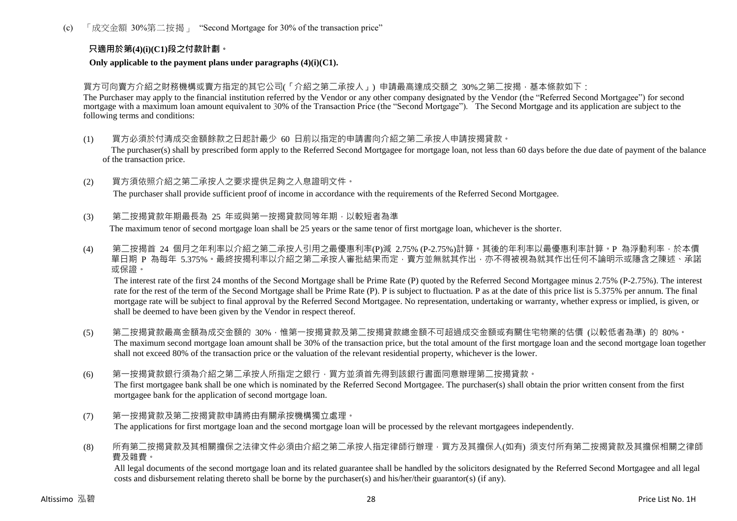(c) 「成交金額 30%第二按揭」 "Second Mortgage for 30% of the transaction price"

**只適用於第(4)(i)(C1)段之付款計劃。**

**Only applicable to the payment plans under paragraphs (4)(i)(C1).**

買方可向賣方介紹之財務機構或賣方指定的其它公司(「介紹之第二承按人」) 申請最高達成交額之 30%之第二按揭，基本條款如下：

The Purchaser may apply to the financial institution referred by the Vendor or any other company designated by the Vendor (the "Referred Second Mortgagee") for second mortgage with a maximum loan amount equivalent to 30% of the Transaction Price (the "Second Mortgage"). The Second Mortgage and its application are subject to the following terms and conditions:

(1) 買方必須於付清成交金額餘款之日起計最少 60 日前以指定的申請書向介紹之第二承按人申請按揭貸款。
The purchaser(s) shall by prescribed form apply to the Referred Second Mortgagee for mortgage loan, not less than 60 days before the due date of payment of the balance of the transaction price.

(2) 買方須依照介紹之第二承按人之要求提供足夠之入息證明文件。
The purchaser shall provide sufficient proof of income in accordance with the requirements of the Referred Second Mortgagee.

(3) 第二按揭貸款年期最長為 25 年或與第一按揭貸款同等年期，以較短者為準
The maximum tenor of second mortgage loan shall be 25 years or the same tenor of first mortgage loan, whichever is the shorter.

(4) 第二按揭首 24 個月之年利率以介紹之第二承按人引用之最優惠利率(P)減 2.75% (P-2.75%)計算。其後的年利率以最優惠利率計算。P 為浮動利率，於本價單日期 P 為每年 5.375%。最終按揭利率以介紹之第二承按人審批結果而定，賣方並無就其作出，亦不得被視為就其作出任何不論明示或隱含之陳述、承諾或保證。
The interest rate of the first 24 months of the Second Mortgage shall be Prime Rate (P) quoted by the Referred Second Mortgagee minus 2.75% (P-2.75%). The interest rate for the rest of the term of the Second Mortgage shall be Prime Rate (P). P is subject to fluctuation. P as at the date of this price list is 5.375% per annum. The final mortgage rate will be subject to final approval by the Referred Second Mortgagee. No representation, undertaking or warranty, whether express or implied, is given, or shall be deemed to have been given by the Vendor in respect thereof.

(5) 第二按揭貸款最高金額為成交金額的 30%，惟第一按揭貸款及第二按揭貸款總金額不可超過成交金額或有關住宅物業的估價 (以較低者為準) 的 80%。
The maximum second mortgage loan amount shall be 30% of the transaction price, but the total amount of the first mortgage loan and the second mortgage loan together shall not exceed 80% of the transaction price or the valuation of the relevant residential property, whichever is the lower.

(6) 第一按揭貸款銀行須為介紹之第二承按人所指定之銀行，買方並須首先得到該銀行書面同意辦理第二按揭貸款。
The first mortgagee bank shall be one which is nominated by the Referred Second Mortgagee. The purchaser(s) shall obtain the prior written consent from the first mortgagee bank for the application of second mortgage loan.

(7) 第一按揭貸款及第二按揭貸款申請將由有關承按機構獨立處理。
The applications for first mortgage loan and the second mortgage loan will be processed by the relevant mortgagees independently.

(8) 所有第二按揭貸款及其相關擔保之法律文件必須由介紹之第二承按人指定律師行辦理，買方及其擔保人(如有) 須支付所有第二按揭貸款及其擔保相關之律師費及雜費。
All legal documents of the second mortgage loan and its related guarantee shall be handled by the solicitors designated by the Referred Second Mortgagee and all legal costs and disbursement relating thereto shall be borne by the purchaser(s) and his/her/their guarantor(s) (if any).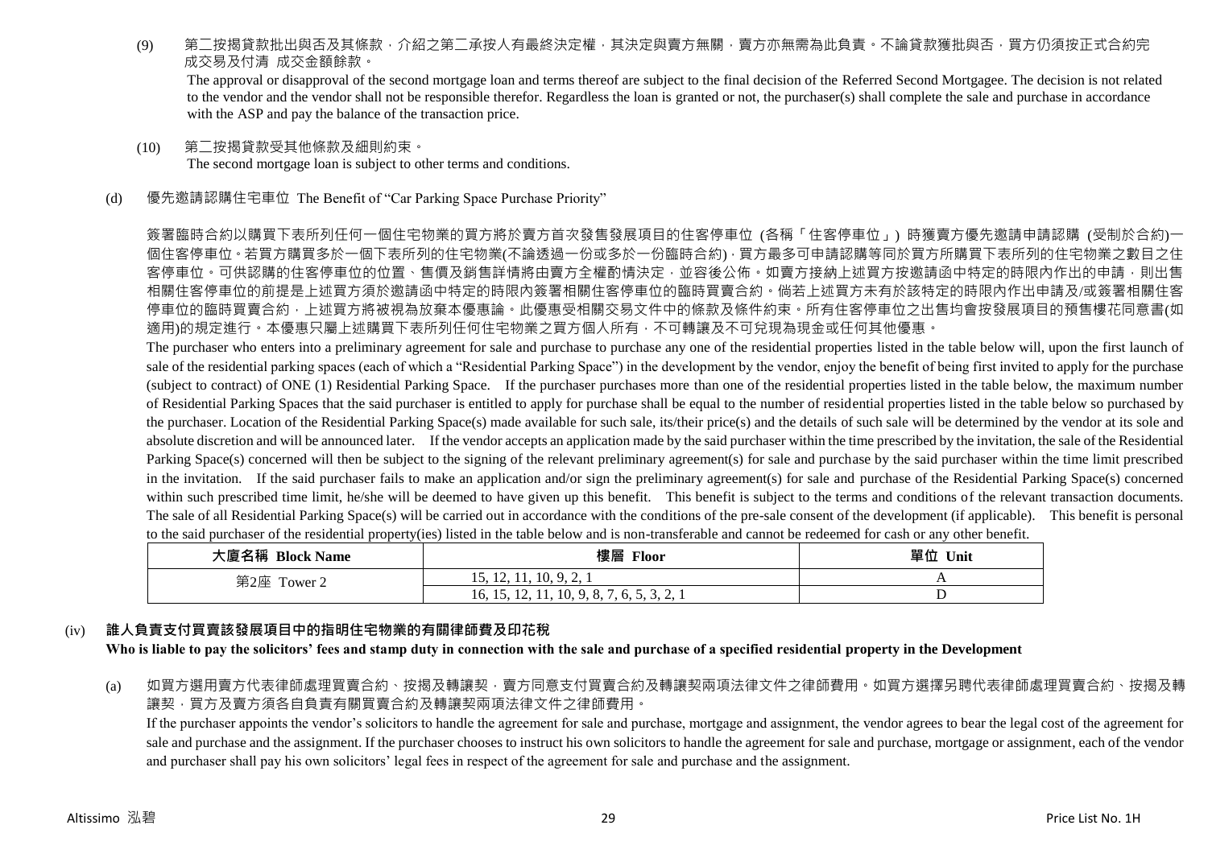(9) 第二按揭貸款批出與否及其條款，介紹之第二承按人有最終決定權，其決定與賣方無關，賣方亦無需為此負責。不論貸款獲批與否，買方仍須按正式合約完成交易及付清 成交金額餘款。

The approval or disapproval of the second mortgage loan and terms thereof are subject to the final decision of the Referred Second Mortgagee. The decision is not related to the vendor and the vendor shall not be responsible therefor. Regardless the loan is granted or not, the purchaser(s) shall complete the sale and purchase in accordance with the ASP and pay the balance of the transaction price.

(10) 第二按揭貸款受其他條款及細則約束。

The second mortgage loan is subject to other terms and conditions.

(d) 優先邀請認購住宅車位 The Benefit of "Car Parking Space Purchase Priority"

簽署臨時合約以購買下表所列任何一個住宅物業的買方將於賣方首次發售發展項目的住客停車位 (各稱「住客停車位」) 時獲賣方優先邀請申請認購 (受制於合約)一個住客停車位。若買方購買多於一個下表所列的住宅物業(不論透過一份或多於一份臨時合約)，買方最多可申請認購等同於買方所購買下表所列的住宅物業之數目之住客停車位。可供認購的住客停車位的位置、售價及銷售詳情將由賣方全權酌情決定，並容後公佈。如賣方接納上述買方按邀請函中特定的時限內作出的申請，則出售相關住客停車位的前提是上述買方須於邀請函中特定的時限內簽署相關住客停車位的臨時買賣合約。倘若上述買方未有於該特定的時限內作出申請及/或簽署相關住客停車位的臨時買賣合約，上述買方將被視為放棄本優惠論。此優惠受相關交易文件中的條款及條件約束。所有住客停車位之出售均會按發展項目的預售樓花同意書(如適用)的規定進行。本優惠只屬上述購買下表所列任何住宅物業之買方個人所有，不可轉讓及不可兌現為現金或任何其他優惠。

The purchaser who enters into a preliminary agreement for sale and purchase to purchase any one of the residential properties listed in the table below will, upon the first launch of sale of the residential parking spaces (each of which a "Residential Parking Space") in the development by the vendor, enjoy the benefit of being first invited to apply for the purchase (subject to contract) of ONE (1) Residential Parking Space. If the purchaser purchases more than one of the residential properties listed in the table below, the maximum number of Residential Parking Spaces that the said purchaser is entitled to apply for purchase shall be equal to the number of residential properties listed in the table below so purchased by the purchaser. Location of the Residential Parking Space(s) made available for such sale, its/their price(s) and the details of such sale will be determined by the vendor at its sole and absolute discretion and will be announced later. If the vendor accepts an application made by the said purchaser within the time prescribed by the invitation, the sale of the Residential Parking Space(s) concerned will then be subject to the signing of the relevant preliminary agreement(s) for sale and purchase by the said purchaser within the time limit prescribed in the invitation. If the said purchaser fails to make an application and/or sign the preliminary agreement(s) for sale and purchase of the Residential Parking Space(s) concerned within such prescribed time limit, he/she will be deemed to have given up this benefit. This benefit is subject to the terms and conditions of the relevant transaction documents. The sale of all Residential Parking Space(s) will be carried out in accordance with the conditions of the pre-sale consent of the development (if applicable). This benefit is personal to the said purchaser of the residential property(ies) listed in the table below and is non-transferable and cannot be redeemed for cash or any other benefit.

| 大廈名稱 Block Name | 樓層 Floor | 單位 Unit |
|---|---|---|
| 第2座 Tower 2 | 15, 12, 11, 10, 9, 2, 1 | A |
| | 16, 15, 12, 11, 10, 9, 8, 7, 6, 5, 3, 2, 1 | D |

(iv) **誰人負責支付買賣該發展項目中的指明住宅物業的有關律師費及印花稅**
**Who is liable to pay the solicitors' fees and stamp duty in connection with the sale and purchase of a specified residential property in the Development**

(a) 如買方選用賣方代表律師處理買賣合約、按揭及轉讓契，賣方同意支付買賣合約及轉讓契兩項法律文件之律師費用。如買方選擇另聘代表律師處理買賣合約、按揭及轉讓契，買方及賣方須各自負責有關買賣合約及轉讓契兩項法律文件之律師費用。

If the purchaser appoints the vendor's solicitors to handle the agreement for sale and purchase, mortgage and assignment, the vendor agrees to bear the legal cost of the agreement for sale and purchase and the assignment. If the purchaser chooses to instruct his own solicitors to handle the agreement for sale and purchase, mortgage or assignment, each of the vendor and purchaser shall pay his own solicitors' legal fees in respect of the agreement for sale and purchase and the assignment.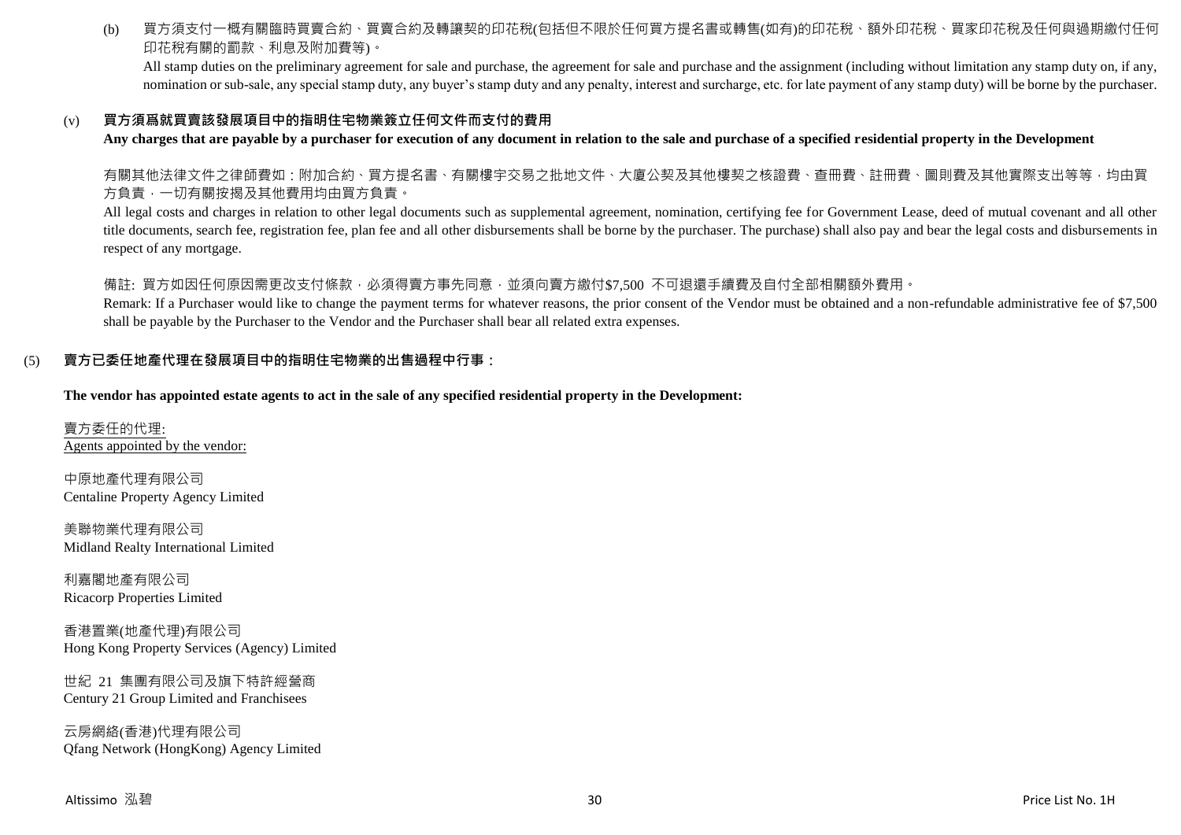(b) 買方須支付一概有關臨時買賣合約、買賣合約及轉讓契的印花稅(包括但不限於任何買方提名書或轉售(如有)的印花稅、額外印花稅、買家印花稅及任何與過期繳付任何印花稅有關的罰款、利息及附加費等)。

All stamp duties on the preliminary agreement for sale and purchase, the agreement for sale and purchase and the assignment (including without limitation any stamp duty on, if any, nomination or sub-sale, any special stamp duty, any buyer's stamp duty and any penalty, interest and surcharge, etc. for late payment of any stamp duty) will be borne by the purchaser.

(v) **買方須爲就買賣該發展項目中的指明住宅物業簽立任何文件而支付的費用**

**Any charges that are payable by a purchaser for execution of any document in relation to the sale and purchase of a specified residential property in the Development**

有關其他法律文件之律師費如：附加合約、買方提名書、有關樓宇交易之批地文件、大廈公契及其他樓契之核證費、查冊費、註冊費、圖則費及其他實際支出等等，均由買方負責，一切有關按揭及其他費用均由買方負責。

All legal costs and charges in relation to other legal documents such as supplemental agreement, nomination, certifying fee for Government Lease, deed of mutual covenant and all other title documents, search fee, registration fee, plan fee and all other disbursements shall be borne by the purchaser. The purchase) shall also pay and bear the legal costs and disbursements in respect of any mortgage.

備註: 買方如因任何原因需更改支付條款，必須得賣方事先同意，並須向賣方繳付$7,500 不可退還手續費及自付全部相關額外費用。

Remark: If a Purchaser would like to change the payment terms for whatever reasons, the prior consent of the Vendor must be obtained and a non-refundable administrative fee of $7,500 shall be payable by the Purchaser to the Vendor and the Purchaser shall bear all related extra expenses.

(5) **賣方已委任地產代理在發展項目中的指明住宅物業的出售過程中行事：**

**The vendor has appointed estate agents to act in the sale of any specified residential property in the Development:**

賣方委任的代理:
Agents appointed by the vendor:

中原地產代理有限公司
Centaline Property Agency Limited

美聯物業代理有限公司
Midland Realty International Limited

利嘉閣地產有限公司
Ricacorp Properties Limited

香港置業(地產代理)有限公司
Hong Kong Property Services (Agency) Limited

世紀 21 集團有限公司及旗下特許經營商
Century 21 Group Limited and Franchisees

云房網絡(香港)代理有限公司
Qfang Network (HongKong) Agency Limited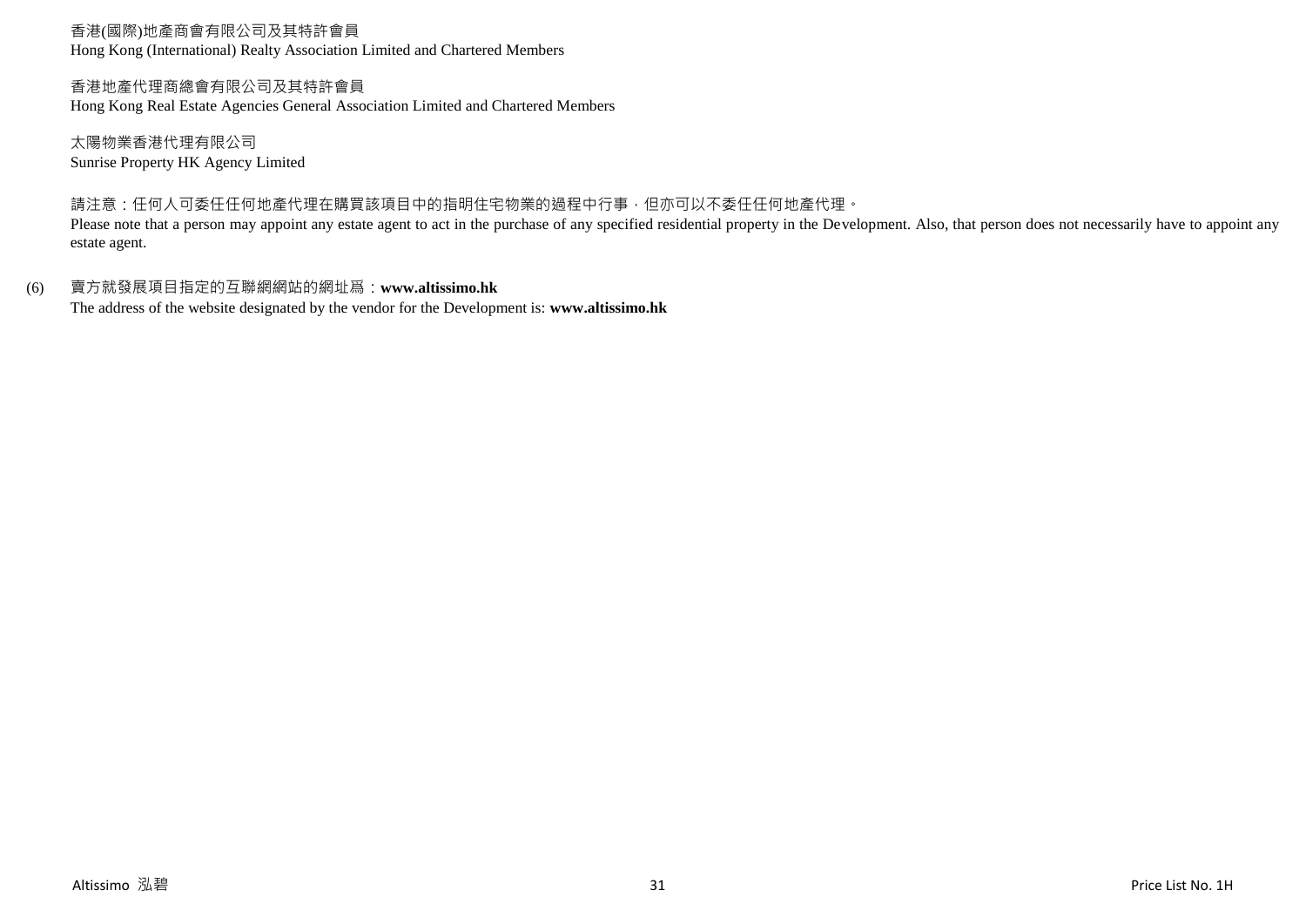香港(國際)地產商會有限公司及其特許會員
Hong Kong (International) Realty Association Limited and Chartered Members

香港地產代理商總會有限公司及其特許會員
Hong Kong Real Estate Agencies General Association Limited and Chartered Members

太陽物業香港代理有限公司
Sunrise Property HK Agency Limited

請注意：任何人可委任任何地產代理在購買該項目中的指明住宅物業的過程中行事，但亦可以不委任任何地產代理。
Please note that a person may appoint any estate agent to act in the purchase of any specified residential property in the Development. Also, that person does not necessarily have to appoint any estate agent.

(6) 賣方就發展項目指定的互聯網網站的網址爲：**www.altissimo.hk**
The address of the website designated by the vendor for the Development is: **www.altissimo.hk**